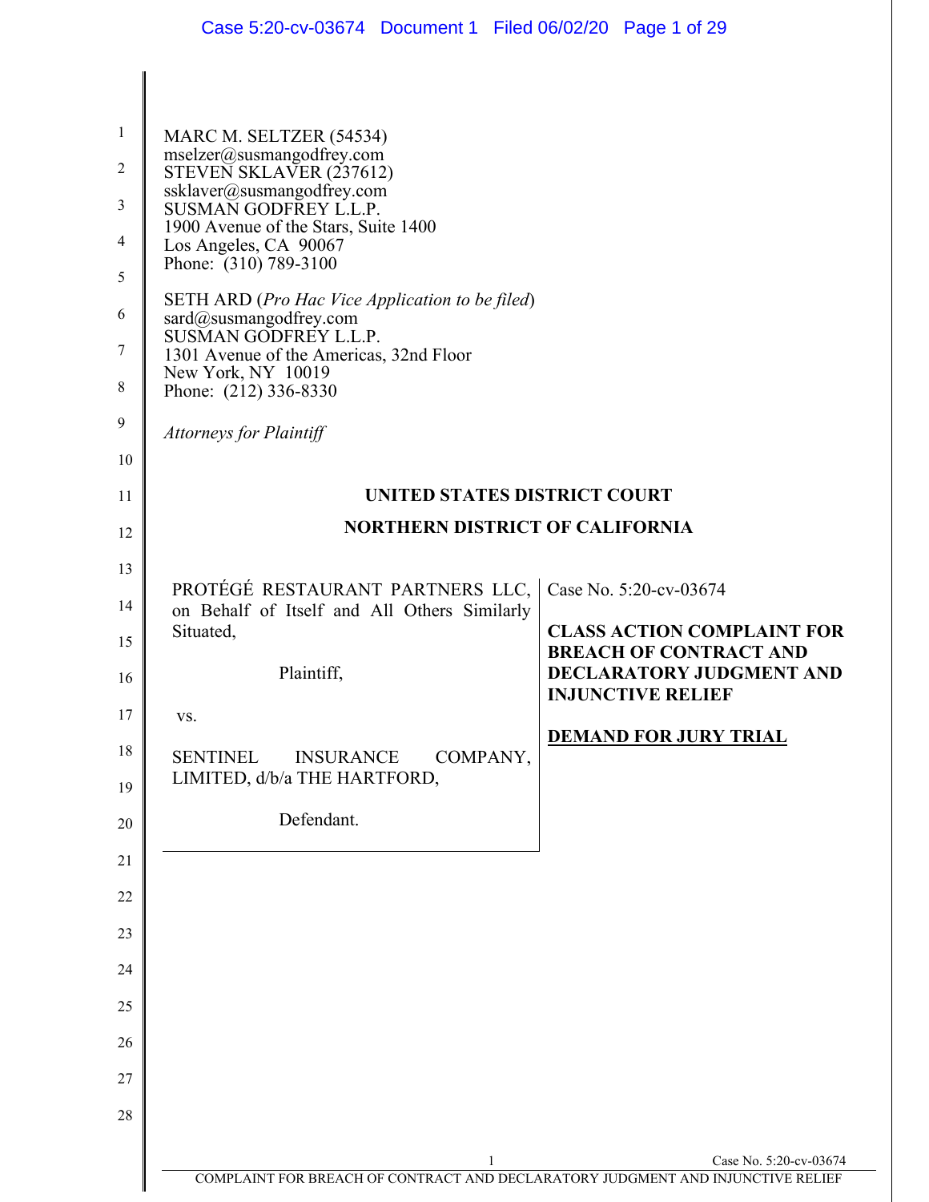MARC M. SELTZER (54534)
mseltzer@susmangodfrey.com
STEVEN SKLAVER (237612)
ssklaver@susmangodfrey.com
SUSMAN GODFREY L.L.P.
1900 Avenue of the Stars, Suite 1400
Los Angeles, CA 90067
Phone: (310) 789-3100

SETH ARD (*Pro Hac Vice Application to be filed*)
sard@susmangodfrey.com
SUSMAN GODFREY L.L.P.
1301 Avenue of the Americas, 32nd Floor
New York, NY 10019
Phone: (212) 336-8330

*Attorneys for Plaintiff*

**UNITED STATES DISTRICT COURT**

**NORTHERN DISTRICT OF CALIFORNIA**

| | |
|---|---|
| PROTÉGÉ RESTAURANT PARTNERS LLC, on Behalf of Itself and All Others Similarly Situated,<br><br>Plaintiff,<br><br>vs.<br><br>SENTINEL INSURANCE COMPANY, LIMITED, d/b/a THE HARTFORD,<br><br>Defendant. | Case No. 5:20-cv-03674<br><br>**CLASS ACTION COMPLAINT FOR BREACH OF CONTRACT AND DECLARATORY JUDGMENT AND INJUNCTIVE RELIEF**<br><br>**<u>DEMAND FOR JURY TRIAL</u>** |

COMPLAINT FOR BREACH OF CONTRACT AND DECLARATORY JUDGMENT AND INJUNCTIVE RELIEF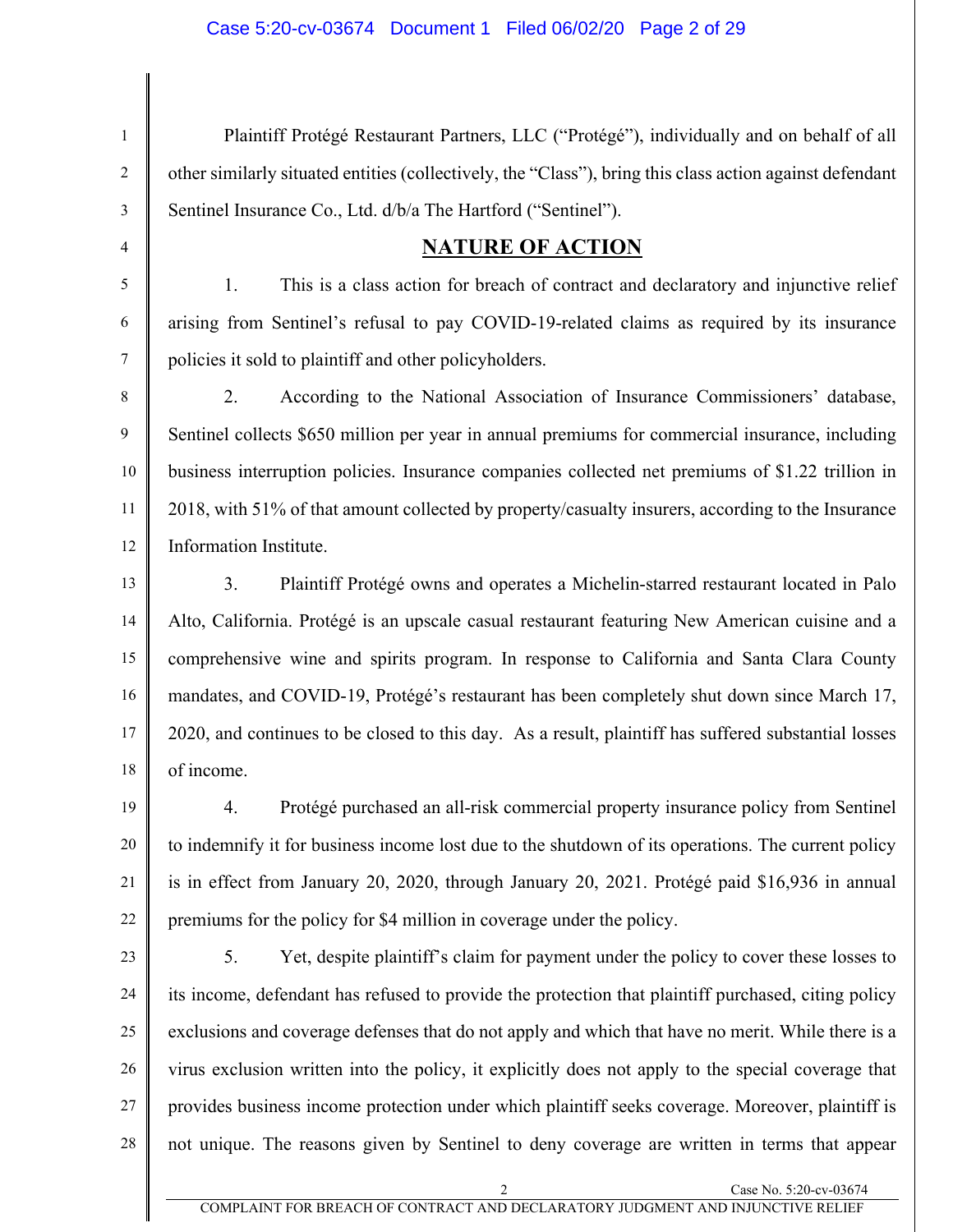Plaintiff Protégé Restaurant Partners, LLC ("Protégé"), individually and on behalf of all other similarly situated entities (collectively, the "Class"), bring this class action against defendant Sentinel Insurance Co., Ltd. d/b/a The Hartford ("Sentinel").

## NATURE OF ACTION

1. This is a class action for breach of contract and declaratory and injunctive relief arising from Sentinel's refusal to pay COVID-19-related claims as required by its insurance policies it sold to plaintiff and other policyholders.

2. According to the National Association of Insurance Commissioners' database, Sentinel collects $650 million per year in annual premiums for commercial insurance, including business interruption policies. Insurance companies collected net premiums of $1.22 trillion in 2018, with 51% of that amount collected by property/casualty insurers, according to the Insurance Information Institute.

3. Plaintiff Protégé owns and operates a Michelin-starred restaurant located in Palo Alto, California. Protégé is an upscale casual restaurant featuring New American cuisine and a comprehensive wine and spirits program. In response to California and Santa Clara County mandates, and COVID-19, Protégé's restaurant has been completely shut down since March 17, 2020, and continues to be closed to this day. As a result, plaintiff has suffered substantial losses of income.

4. Protégé purchased an all-risk commercial property insurance policy from Sentinel to indemnify it for business income lost due to the shutdown of its operations. The current policy is in effect from January 20, 2020, through January 20, 2021. Protégé paid $16,936 in annual premiums for the policy for $4 million in coverage under the policy.

5. Yet, despite plaintiff's claim for payment under the policy to cover these losses to its income, defendant has refused to provide the protection that plaintiff purchased, citing policy exclusions and coverage defenses that do not apply and which that have no merit. While there is a virus exclusion written into the policy, it explicitly does not apply to the special coverage that provides business income protection under which plaintiff seeks coverage. Moreover, plaintiff is not unique. The reasons given by Sentinel to deny coverage are written in terms that appear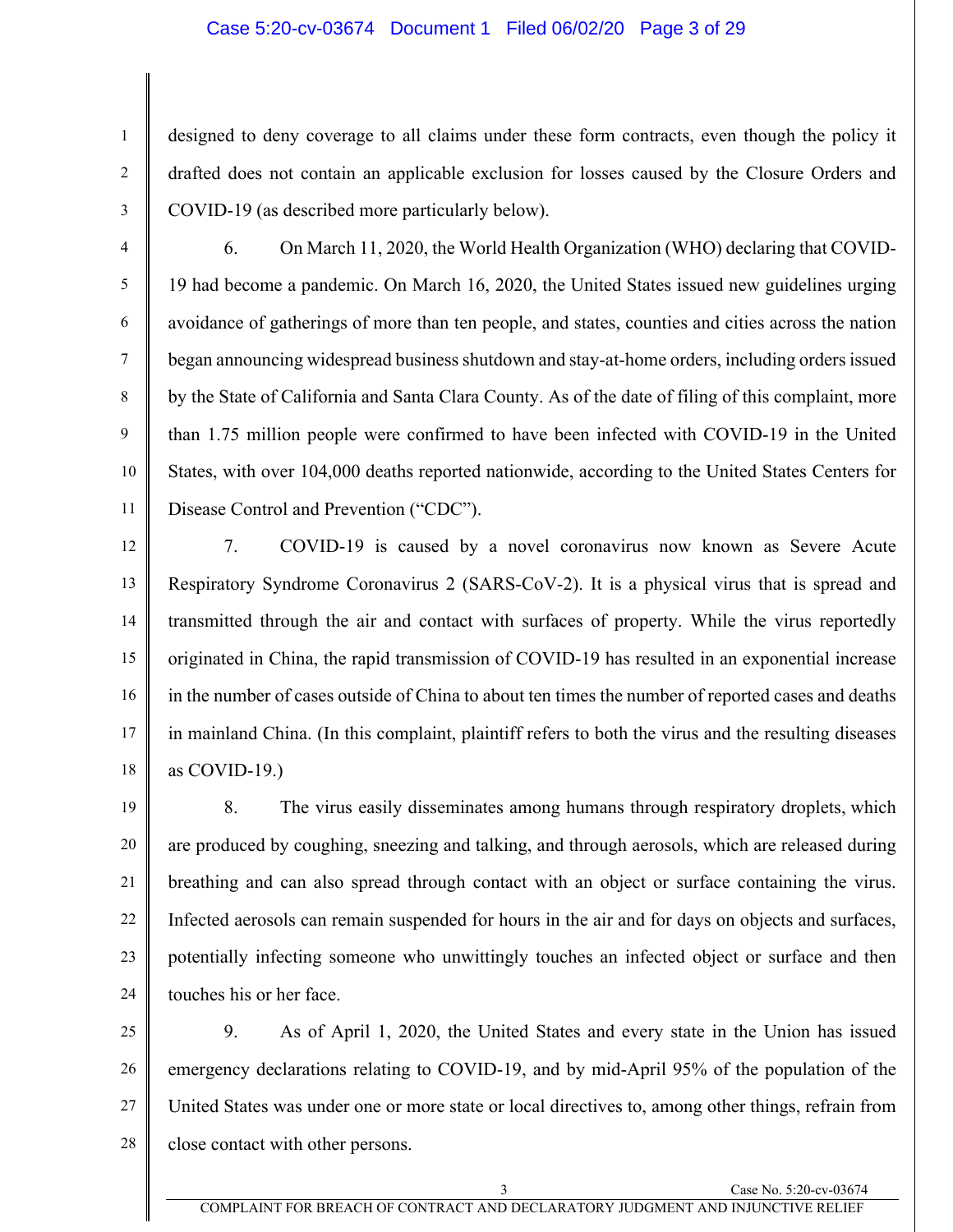designed to deny coverage to all claims under these form contracts, even though the policy it drafted does not contain an applicable exclusion for losses caused by the Closure Orders and COVID-19 (as described more particularly below).

6. On March 11, 2020, the World Health Organization (WHO) declaring that COVID-19 had become a pandemic. On March 16, 2020, the United States issued new guidelines urging avoidance of gatherings of more than ten people, and states, counties and cities across the nation began announcing widespread business shutdown and stay-at-home orders, including orders issued by the State of California and Santa Clara County. As of the date of filing of this complaint, more than 1.75 million people were confirmed to have been infected with COVID-19 in the United States, with over 104,000 deaths reported nationwide, according to the United States Centers for Disease Control and Prevention ("CDC").

7. COVID-19 is caused by a novel coronavirus now known as Severe Acute Respiratory Syndrome Coronavirus 2 (SARS-CoV-2). It is a physical virus that is spread and transmitted through the air and contact with surfaces of property. While the virus reportedly originated in China, the rapid transmission of COVID-19 has resulted in an exponential increase in the number of cases outside of China to about ten times the number of reported cases and deaths in mainland China. (In this complaint, plaintiff refers to both the virus and the resulting diseases as COVID-19.)

8. The virus easily disseminates among humans through respiratory droplets, which are produced by coughing, sneezing and talking, and through aerosols, which are released during breathing and can also spread through contact with an object or surface containing the virus. Infected aerosols can remain suspended for hours in the air and for days on objects and surfaces, potentially infecting someone who unwittingly touches an infected object or surface and then touches his or her face.

9. As of April 1, 2020, the United States and every state in the Union has issued emergency declarations relating to COVID-19, and by mid-April 95% of the population of the United States was under one or more state or local directives to, among other things, refrain from close contact with other persons.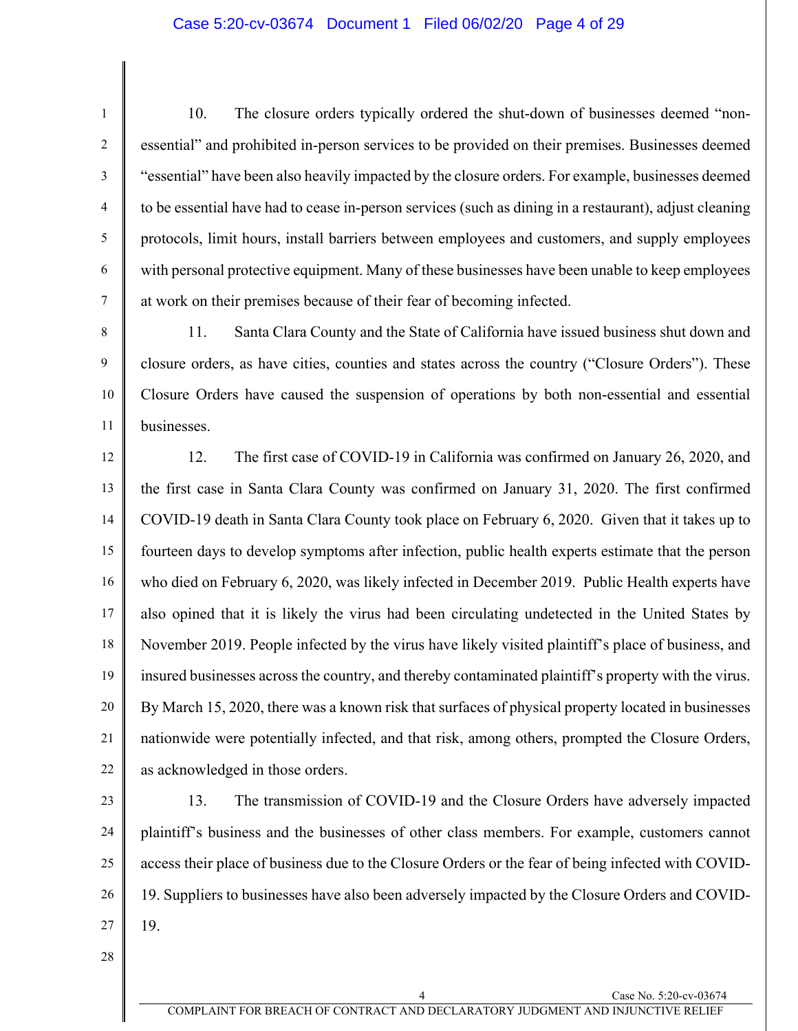10. The closure orders typically ordered the shut-down of businesses deemed "non-essential" and prohibited in-person services to be provided on their premises. Businesses deemed "essential" have been also heavily impacted by the closure orders. For example, businesses deemed to be essential have had to cease in-person services (such as dining in a restaurant), adjust cleaning protocols, limit hours, install barriers between employees and customers, and supply employees with personal protective equipment. Many of these businesses have been unable to keep employees at work on their premises because of their fear of becoming infected.

11. Santa Clara County and the State of California have issued business shut down and closure orders, as have cities, counties and states across the country ("Closure Orders"). These Closure Orders have caused the suspension of operations by both non-essential and essential businesses.

12. The first case of COVID-19 in California was confirmed on January 26, 2020, and the first case in Santa Clara County was confirmed on January 31, 2020. The first confirmed COVID-19 death in Santa Clara County took place on February 6, 2020. Given that it takes up to fourteen days to develop symptoms after infection, public health experts estimate that the person who died on February 6, 2020, was likely infected in December 2019. Public Health experts have also opined that it is likely the virus had been circulating undetected in the United States by November 2019. People infected by the virus have likely visited plaintiff's place of business, and insured businesses across the country, and thereby contaminated plaintiff's property with the virus. By March 15, 2020, there was a known risk that surfaces of physical property located in businesses nationwide were potentially infected, and that risk, among others, prompted the Closure Orders, as acknowledged in those orders.

13. The transmission of COVID-19 and the Closure Orders have adversely impacted plaintiff's business and the businesses of other class members. For example, customers cannot access their place of business due to the Closure Orders or the fear of being infected with COVID-19. Suppliers to businesses have also been adversely impacted by the Closure Orders and COVID-19.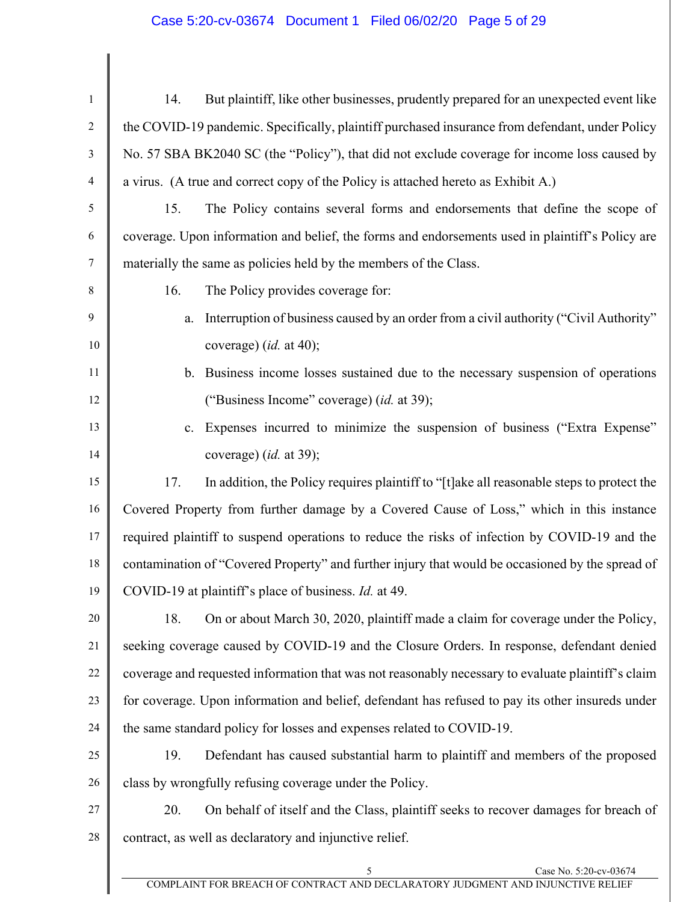14. But plaintiff, like other businesses, prudently prepared for an unexpected event like the COVID-19 pandemic. Specifically, plaintiff purchased insurance from defendant, under Policy No. 57 SBA BK2040 SC (the "Policy"), that did not exclude coverage for income loss caused by a virus. (A true and correct copy of the Policy is attached hereto as Exhibit A.)

15. The Policy contains several forms and endorsements that define the scope of coverage. Upon information and belief, the forms and endorsements used in plaintiff's Policy are materially the same as policies held by the members of the Class.

16. The Policy provides coverage for:

a. Interruption of business caused by an order from a civil authority ("Civil Authority" coverage) (*id.* at 40);

b. Business income losses sustained due to the necessary suspension of operations ("Business Income" coverage) (*id.* at 39);

c. Expenses incurred to minimize the suspension of business ("Extra Expense" coverage) (*id.* at 39);

17. In addition, the Policy requires plaintiff to "[t]ake all reasonable steps to protect the Covered Property from further damage by a Covered Cause of Loss," which in this instance required plaintiff to suspend operations to reduce the risks of infection by COVID-19 and the contamination of "Covered Property" and further injury that would be occasioned by the spread of COVID-19 at plaintiff's place of business. *Id.* at 49.

18. On or about March 30, 2020, plaintiff made a claim for coverage under the Policy, seeking coverage caused by COVID-19 and the Closure Orders. In response, defendant denied coverage and requested information that was not reasonably necessary to evaluate plaintiff's claim for coverage. Upon information and belief, defendant has refused to pay its other insureds under the same standard policy for losses and expenses related to COVID-19.

19. Defendant has caused substantial harm to plaintiff and members of the proposed class by wrongfully refusing coverage under the Policy.

20. On behalf of itself and the Class, plaintiff seeks to recover damages for breach of contract, as well as declaratory and injunctive relief.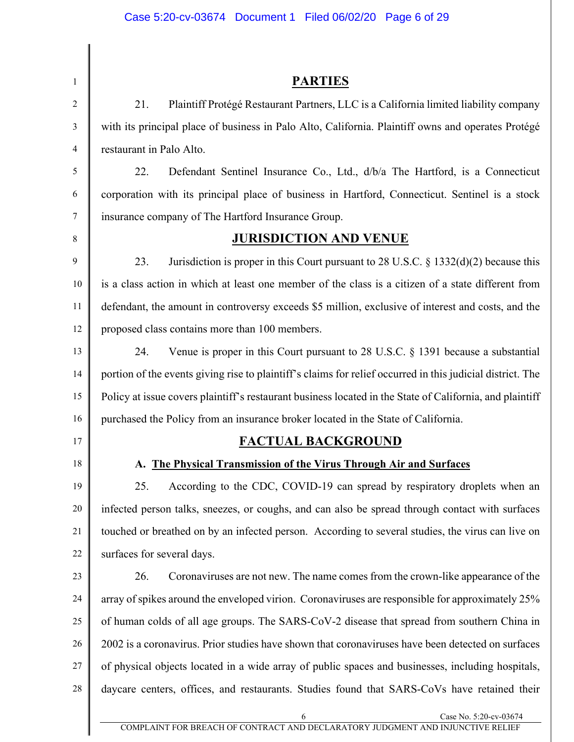## PARTIES

21. Plaintiff Protégé Restaurant Partners, LLC is a California limited liability company with its principal place of business in Palo Alto, California. Plaintiff owns and operates Protégé restaurant in Palo Alto.

22. Defendant Sentinel Insurance Co., Ltd., d/b/a The Hartford, is a Connecticut corporation with its principal place of business in Hartford, Connecticut. Sentinel is a stock insurance company of The Hartford Insurance Group.

## JURISDICTION AND VENUE

23. Jurisdiction is proper in this Court pursuant to 28 U.S.C. § 1332(d)(2) because this is a class action in which at least one member of the class is a citizen of a state different from defendant, the amount in controversy exceeds $5 million, exclusive of interest and costs, and the proposed class contains more than 100 members.

24. Venue is proper in this Court pursuant to 28 U.S.C. § 1391 because a substantial portion of the events giving rise to plaintiff's claims for relief occurred in this judicial district. The Policy at issue covers plaintiff's restaurant business located in the State of California, and plaintiff purchased the Policy from an insurance broker located in the State of California.

## FACTUAL BACKGROUND

### A. The Physical Transmission of the Virus Through Air and Surfaces

25. According to the CDC, COVID-19 can spread by respiratory droplets when an infected person talks, sneezes, or coughs, and can also be spread through contact with surfaces touched or breathed on by an infected person. According to several studies, the virus can live on surfaces for several days.

26. Coronaviruses are not new. The name comes from the crown-like appearance of the array of spikes around the enveloped virion. Coronaviruses are responsible for approximately 25% of human colds of all age groups. The SARS-CoV-2 disease that spread from southern China in 2002 is a coronavirus. Prior studies have shown that coronaviruses have been detected on surfaces of physical objects located in a wide array of public spaces and businesses, including hospitals, daycare centers, offices, and restaurants. Studies found that SARS-CoVs have retained their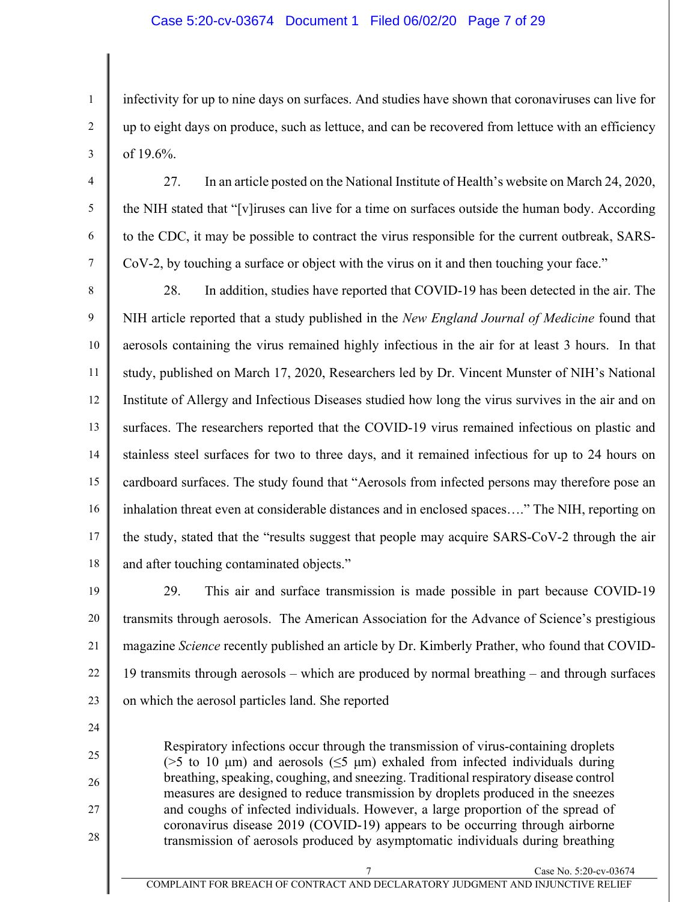infectivity for up to nine days on surfaces. And studies have shown that coronaviruses can live for up to eight days on produce, such as lettuce, and can be recovered from lettuce with an efficiency of 19.6%.

27. In an article posted on the National Institute of Health's website on March 24, 2020, the NIH stated that "[v]iruses can live for a time on surfaces outside the human body. According to the CDC, it may be possible to contract the virus responsible for the current outbreak, SARS-CoV-2, by touching a surface or object with the virus on it and then touching your face."

28. In addition, studies have reported that COVID-19 has been detected in the air. The NIH article reported that a study published in the *New England Journal of Medicine* found that aerosols containing the virus remained highly infectious in the air for at least 3 hours. In that study, published on March 17, 2020, Researchers led by Dr. Vincent Munster of NIH's National Institute of Allergy and Infectious Diseases studied how long the virus survives in the air and on surfaces. The researchers reported that the COVID-19 virus remained infectious on plastic and stainless steel surfaces for two to three days, and it remained infectious for up to 24 hours on cardboard surfaces. The study found that "Aerosols from infected persons may therefore pose an inhalation threat even at considerable distances and in enclosed spaces…." The NIH, reporting on the study, stated that the "results suggest that people may acquire SARS-CoV-2 through the air and after touching contaminated objects."

29. This air and surface transmission is made possible in part because COVID-19 transmits through aerosols. The American Association for the Advance of Science's prestigious magazine *Science* recently published an article by Dr. Kimberly Prather, who found that COVID-19 transmits through aerosols – which are produced by normal breathing – and through surfaces on which the aerosol particles land. She reported

> Respiratory infections occur through the transmission of virus-containing droplets (>5 to 10 μm) and aerosols (≤5 μm) exhaled from infected individuals during breathing, speaking, coughing, and sneezing. Traditional respiratory disease control measures are designed to reduce transmission by droplets produced in the sneezes and coughs of infected individuals. However, a large proportion of the spread of coronavirus disease 2019 (COVID-19) appears to be occurring through airborne transmission of aerosols produced by asymptomatic individuals during breathing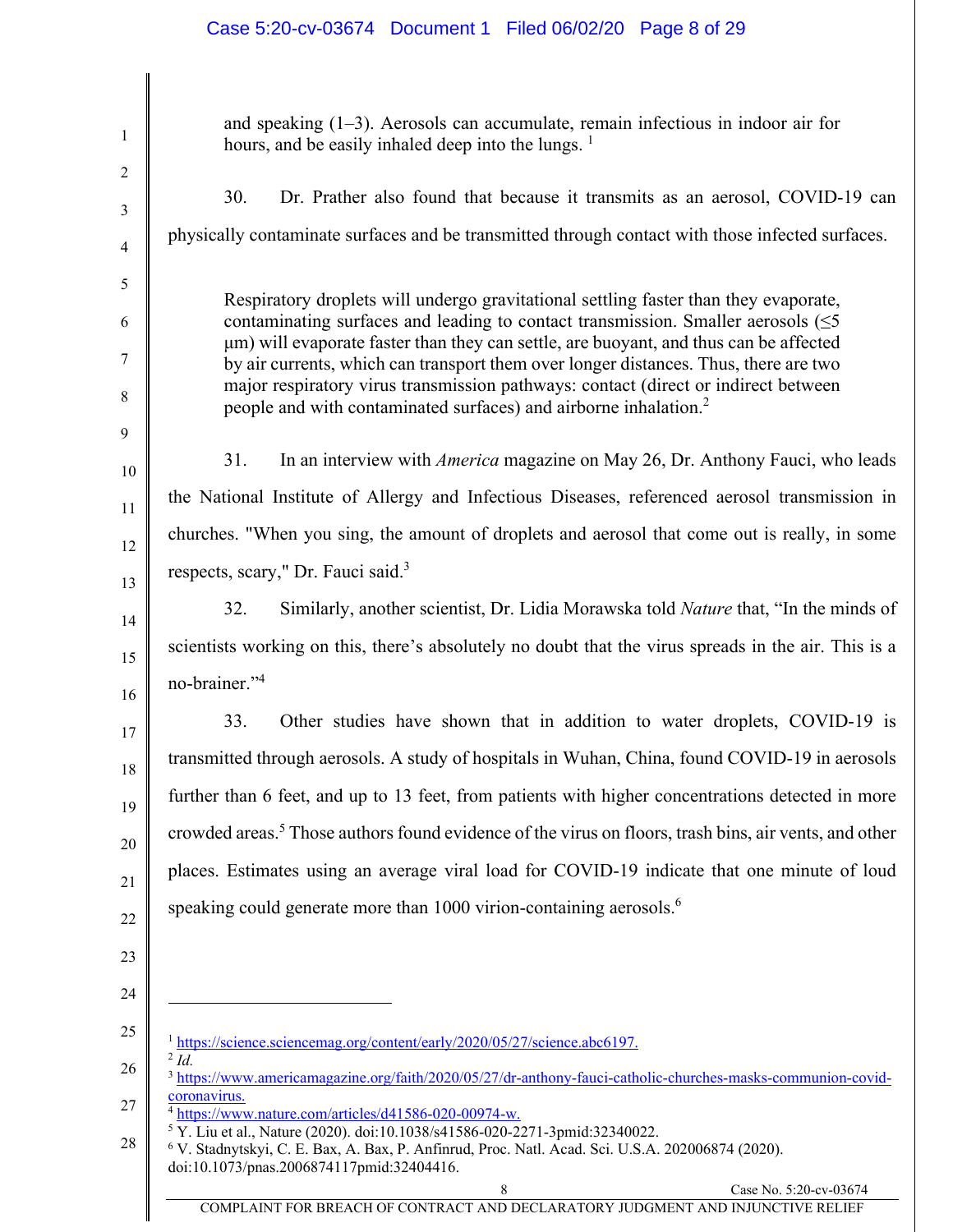> and speaking (1–3). Aerosols can accumulate, remain infectious in indoor air for hours, and be easily inhaled deep into the lungs. [1]

30. Dr. Prather also found that because it transmits as an aerosol, COVID-19 can physically contaminate surfaces and be transmitted through contact with those infected surfaces.

> Respiratory droplets will undergo gravitational settling faster than they evaporate, contaminating surfaces and leading to contact transmission. Smaller aerosols ($\leq 5$ μm) will evaporate faster than they can settle, are buoyant, and thus can be affected by air currents, which can transport them over longer distances. Thus, there are two major respiratory virus transmission pathways: contact (direct or indirect between people and with contaminated surfaces) and airborne inhalation.[2]

31. In an interview with *America* magazine on May 26, Dr. Anthony Fauci, who leads the National Institute of Allergy and Infectious Diseases, referenced aerosol transmission in churches. "When you sing, the amount of droplets and aerosol that come out is really, in some respects, scary," Dr. Fauci said.[3]

32. Similarly, another scientist, Dr. Lidia Morawska told *Nature* that, "In the minds of scientists working on this, there's absolutely no doubt that the virus spreads in the air. This is a no-brainer."[4]

33. Other studies have shown that in addition to water droplets, COVID-19 is transmitted through aerosols. A study of hospitals in Wuhan, China, found COVID-19 in aerosols further than 6 feet, and up to 13 feet, from patients with higher concentrations detected in more crowded areas.[5] Those authors found evidence of the virus on floors, trash bins, air vents, and other places. Estimates using an average viral load for COVID-19 indicate that one minute of loud speaking could generate more than 1000 virion-containing aerosols.[6]

---

[1] https://science.sciencemag.org/content/early/2020/05/27/science.abc6197.

[2] *Id.*

[3] https://www.americamagazine.org/faith/2020/05/27/dr-anthony-fauci-catholic-churches-masks-communion-covid-coronavirus.

[4] https://www.nature.com/articles/d41586-020-00974-w.

[5] Y. Liu et al., Nature (2020). doi:10.1038/s41586-020-2271-3pmid:32340022.

[6] V. Stadnytskyi, C. E. Bax, A. Bax, P. Anfinrud, Proc. Natl. Acad. Sci. U.S.A. 202006874 (2020). doi:10.1073/pnas.2006874117pmid:32404416.

COMPLAINT FOR BREACH OF CONTRACT AND DECLARATORY JUDGMENT AND INJUNCTIVE RELIEF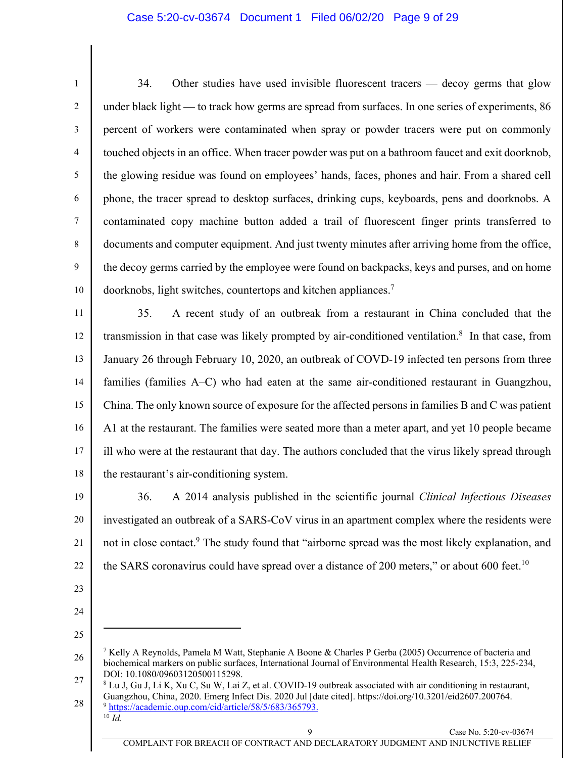34. Other studies have used invisible fluorescent tracers — decoy germs that glow under black light — to track how germs are spread from surfaces. In one series of experiments, 86 percent of workers were contaminated when spray or powder tracers were put on commonly touched objects in an office. When tracer powder was put on a bathroom faucet and exit doorknob, the glowing residue was found on employees' hands, faces, phones and hair. From a shared cell phone, the tracer spread to desktop surfaces, drinking cups, keyboards, pens and doorknobs. A contaminated copy machine button added a trail of fluorescent finger prints transferred to documents and computer equipment. And just twenty minutes after arriving home from the office, the decoy germs carried by the employee were found on backpacks, keys and purses, and on home doorknobs, light switches, countertops and kitchen appliances.[7]

35. A recent study of an outbreak from a restaurant in China concluded that the transmission in that case was likely prompted by air-conditioned ventilation.[8] In that case, from January 26 through February 10, 2020, an outbreak of COVD-19 infected ten persons from three families (families A–C) who had eaten at the same air-conditioned restaurant in Guangzhou, China. The only known source of exposure for the affected persons in families B and C was patient A1 at the restaurant. The families were seated more than a meter apart, and yet 10 people became ill who were at the restaurant that day. The authors concluded that the virus likely spread through the restaurant's air-conditioning system.

36. A 2014 analysis published in the scientific journal *Clinical Infectious Diseases* investigated an outbreak of a SARS-CoV virus in an apartment complex where the residents were not in close contact.[9] The study found that "airborne spread was the most likely explanation, and the SARS coronavirus could have spread over a distance of 200 meters," or about 600 feet.[10]

---

[7] Kelly A Reynolds, Pamela M Watt, Stephanie A Boone & Charles P Gerba (2005) Occurrence of bacteria and biochemical markers on public surfaces, International Journal of Environmental Health Research, 15:3, 225-234, DOI: 10.1080/09603120500115298.

[8] Lu J, Gu J, Li K, Xu C, Su W, Lai Z, et al. COVID-19 outbreak associated with air conditioning in restaurant, Guangzhou, China, 2020. Emerg Infect Dis. 2020 Jul [date cited]. https://doi.org/10.3201/eid2607.200764.

[9] https://academic.oup.com/cid/article/58/5/683/365793.

[10] *Id.*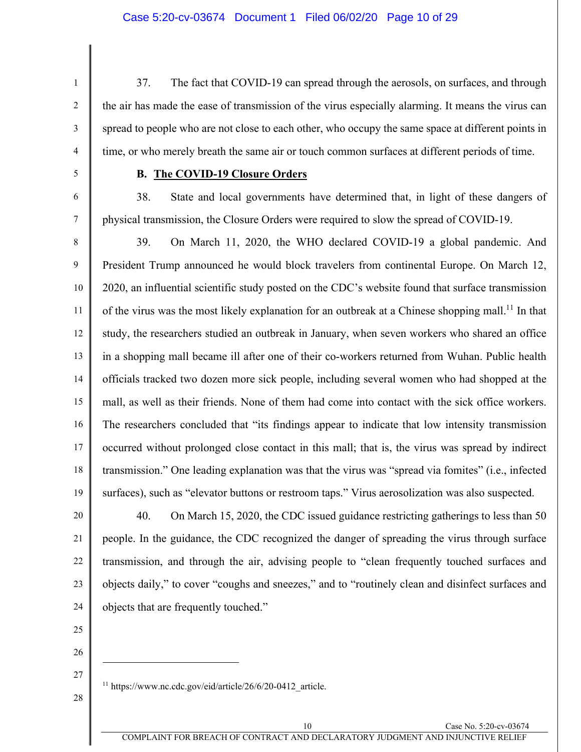37. The fact that COVID-19 can spread through the aerosols, on surfaces, and through the air has made the ease of transmission of the virus especially alarming. It means the virus can spread to people who are not close to each other, who occupy the same space at different points in time, or who merely breath the same air or touch common surfaces at different periods of time.

**B. The COVID-19 Closure Orders**

38. State and local governments have determined that, in light of these dangers of physical transmission, the Closure Orders were required to slow the spread of COVID-19.

39. On March 11, 2020, the WHO declared COVID-19 a global pandemic. And President Trump announced he would block travelers from continental Europe. On March 12, 2020, an influential scientific study posted on the CDC's website found that surface transmission of the virus was the most likely explanation for an outbreak at a Chinese shopping mall.[11] In that study, the researchers studied an outbreak in January, when seven workers who shared an office in a shopping mall became ill after one of their co-workers returned from Wuhan. Public health officials tracked two dozen more sick people, including several women who had shopped at the mall, as well as their friends. None of them had come into contact with the sick office workers. The researchers concluded that "its findings appear to indicate that low intensity transmission occurred without prolonged close contact in this mall; that is, the virus was spread by indirect transmission." One leading explanation was that the virus was "spread via fomites" (i.e., infected surfaces), such as "elevator buttons or restroom taps." Virus aerosolization was also suspected.

40. On March 15, 2020, the CDC issued guidance restricting gatherings to less than 50 people. In the guidance, the CDC recognized the danger of spreading the virus through surface transmission, and through the air, advising people to "clean frequently touched surfaces and objects daily," to cover "coughs and sneezes," and to "routinely clean and disinfect surfaces and objects that are frequently touched."

---

[11] https://www.nc.cdc.gov/eid/article/26/6/20-0412_article.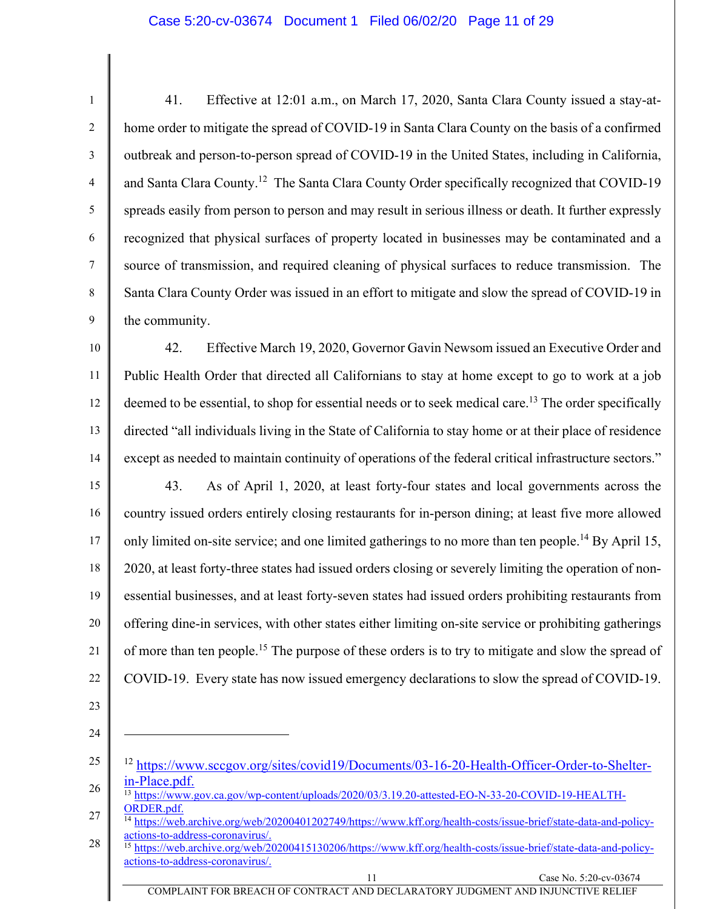41. Effective at 12:01 a.m., on March 17, 2020, Santa Clara County issued a stay-at-home order to mitigate the spread of COVID-19 in Santa Clara County on the basis of a confirmed outbreak and person-to-person spread of COVID-19 in the United States, including in California, and Santa Clara County.[12] The Santa Clara County Order specifically recognized that COVID-19 spreads easily from person to person and may result in serious illness or death. It further expressly recognized that physical surfaces of property located in businesses may be contaminated and a source of transmission, and required cleaning of physical surfaces to reduce transmission. The Santa Clara County Order was issued in an effort to mitigate and slow the spread of COVID-19 in the community.

42. Effective March 19, 2020, Governor Gavin Newsom issued an Executive Order and Public Health Order that directed all Californians to stay at home except to go to work at a job deemed to be essential, to shop for essential needs or to seek medical care.[13] The order specifically directed "all individuals living in the State of California to stay home or at their place of residence except as needed to maintain continuity of operations of the federal critical infrastructure sectors."

43. As of April 1, 2020, at least forty-four states and local governments across the country issued orders entirely closing restaurants for in-person dining; at least five more allowed only limited on-site service; and one limited gatherings to no more than ten people.[14] By April 15, 2020, at least forty-three states had issued orders closing or severely limiting the operation of non-essential businesses, and at least forty-seven states had issued orders prohibiting restaurants from offering dine-in services, with other states either limiting on-site service or prohibiting gatherings of more than ten people.[15] The purpose of these orders is to try to mitigate and slow the spread of COVID-19. Every state has now issued emergency declarations to slow the spread of COVID-19.

---

[12] https://www.sccgov.org/sites/covid19/Documents/03-16-20-Health-Officer-Order-to-Shelter-in-Place.pdf.

[13] https://www.gov.ca.gov/wp-content/uploads/2020/03/3.19.20-attested-EO-N-33-20-COVID-19-HEALTH-ORDER.pdf.

[14] https://web.archive.org/web/20200401202749/https://www.kff.org/health-costs/issue-brief/state-data-and-policy-actions-to-address-coronavirus/.

[15] https://web.archive.org/web/20200415130206/https://www.kff.org/health-costs/issue-brief/state-data-and-policy-actions-to-address-coronavirus/.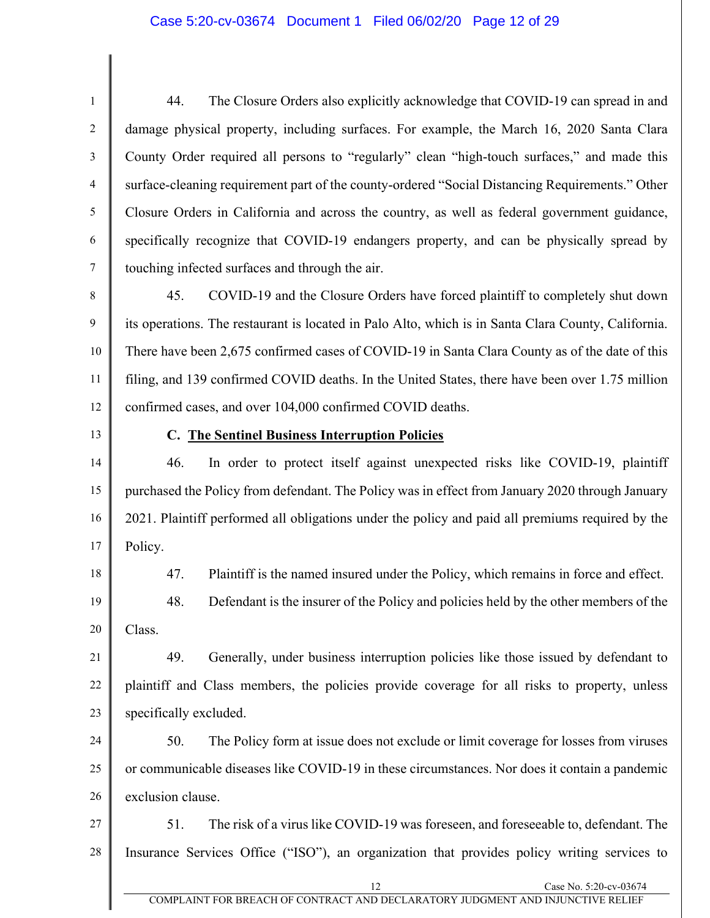44. The Closure Orders also explicitly acknowledge that COVID-19 can spread in and damage physical property, including surfaces. For example, the March 16, 2020 Santa Clara County Order required all persons to "regularly" clean "high-touch surfaces," and made this surface-cleaning requirement part of the county-ordered "Social Distancing Requirements." Other Closure Orders in California and across the country, as well as federal government guidance, specifically recognize that COVID-19 endangers property, and can be physically spread by touching infected surfaces and through the air.

45. COVID-19 and the Closure Orders have forced plaintiff to completely shut down its operations. The restaurant is located in Palo Alto, which is in Santa Clara County, California. There have been 2,675 confirmed cases of COVID-19 in Santa Clara County as of the date of this filing, and 139 confirmed COVID deaths. In the United States, there have been over 1.75 million confirmed cases, and over 104,000 confirmed COVID deaths.

### C. <u>The Sentinel Business Interruption Policies</u>

46. In order to protect itself against unexpected risks like COVID-19, plaintiff purchased the Policy from defendant. The Policy was in effect from January 2020 through January 2021. Plaintiff performed all obligations under the policy and paid all premiums required by the Policy.

47. Plaintiff is the named insured under the Policy, which remains in force and effect.

48. Defendant is the insurer of the Policy and policies held by the other members of the Class.

49. Generally, under business interruption policies like those issued by defendant to plaintiff and Class members, the policies provide coverage for all risks to property, unless specifically excluded.

50. The Policy form at issue does not exclude or limit coverage for losses from viruses or communicable diseases like COVID-19 in these circumstances. Nor does it contain a pandemic exclusion clause.

51. The risk of a virus like COVID-19 was foreseen, and foreseeable to, defendant. The Insurance Services Office ("ISO"), an organization that provides policy writing services to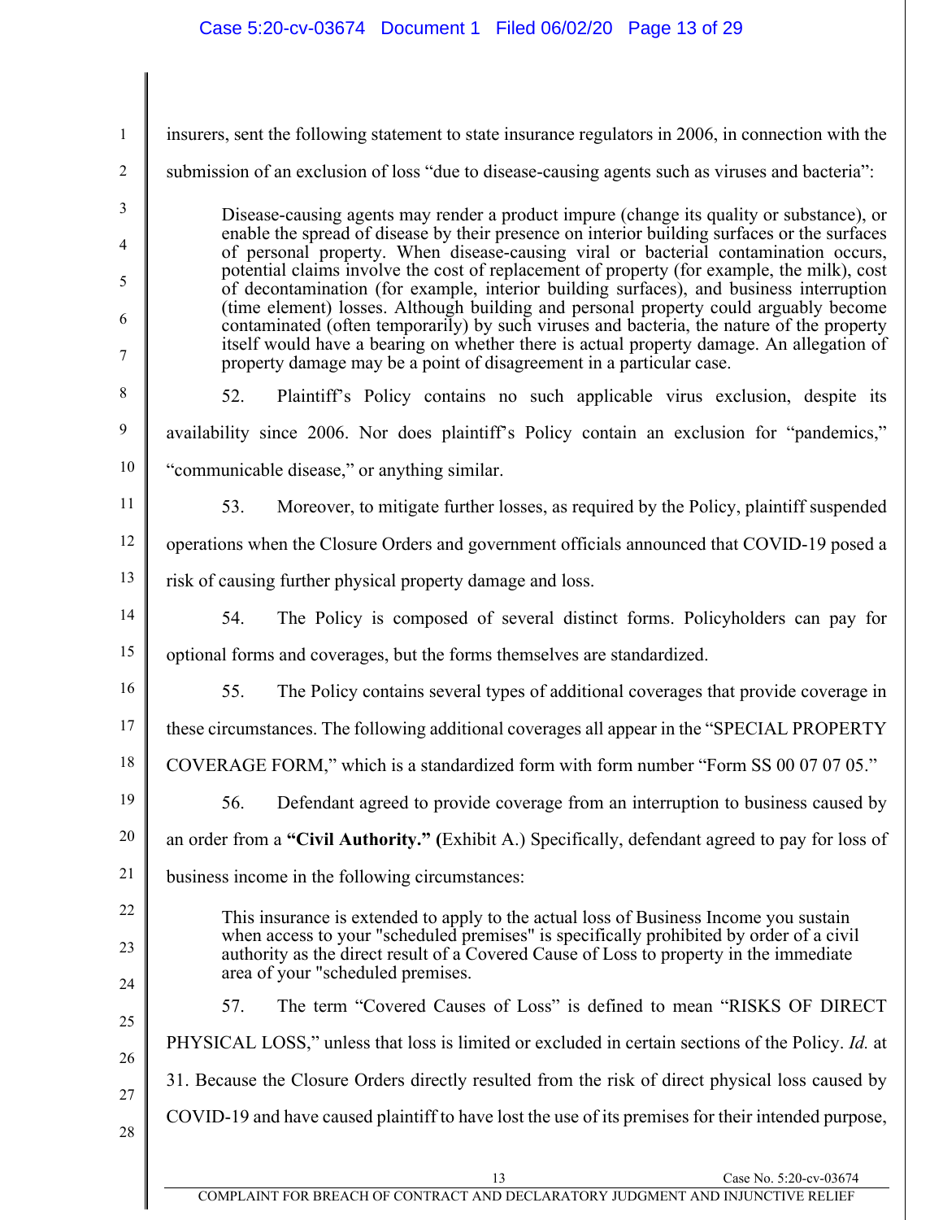insurers, sent the following statement to state insurance regulators in 2006, in connection with the submission of an exclusion of loss "due to disease-causing agents such as viruses and bacteria":

> Disease-causing agents may render a product impure (change its quality or substance), or enable the spread of disease by their presence on interior building surfaces or the surfaces of personal property. When disease-causing viral or bacterial contamination occurs, potential claims involve the cost of replacement of property (for example, the milk), cost of decontamination (for example, interior building surfaces), and business interruption (time element) losses. Although building and personal property could arguably become contaminated (often temporarily) by such viruses and bacteria, the nature of the property itself would have a bearing on whether there is actual property damage. An allegation of property damage may be a point of disagreement in a particular case.

52. Plaintiff's Policy contains no such applicable virus exclusion, despite its availability since 2006. Nor does plaintiff's Policy contain an exclusion for "pandemics," "communicable disease," or anything similar.

53. Moreover, to mitigate further losses, as required by the Policy, plaintiff suspended operations when the Closure Orders and government officials announced that COVID-19 posed a risk of causing further physical property damage and loss.

54. The Policy is composed of several distinct forms. Policyholders can pay for optional forms and coverages, but the forms themselves are standardized.

55. The Policy contains several types of additional coverages that provide coverage in these circumstances. The following additional coverages all appear in the "SPECIAL PROPERTY COVERAGE FORM," which is a standardized form with form number "Form SS 00 07 07 05."

56. Defendant agreed to provide coverage from an interruption to business caused by an order from a **"Civil Authority." (**Exhibit A.) Specifically, defendant agreed to pay for loss of business income in the following circumstances:

> This insurance is extended to apply to the actual loss of Business Income you sustain when access to your "scheduled premises" is specifically prohibited by order of a civil authority as the direct result of a Covered Cause of Loss to property in the immediate area of your "scheduled premises.

57. The term "Covered Causes of Loss" is defined to mean "RISKS OF DIRECT PHYSICAL LOSS," unless that loss is limited or excluded in certain sections of the Policy. *Id.* at 31. Because the Closure Orders directly resulted from the risk of direct physical loss caused by COVID-19 and have caused plaintiff to have lost the use of its premises for their intended purpose,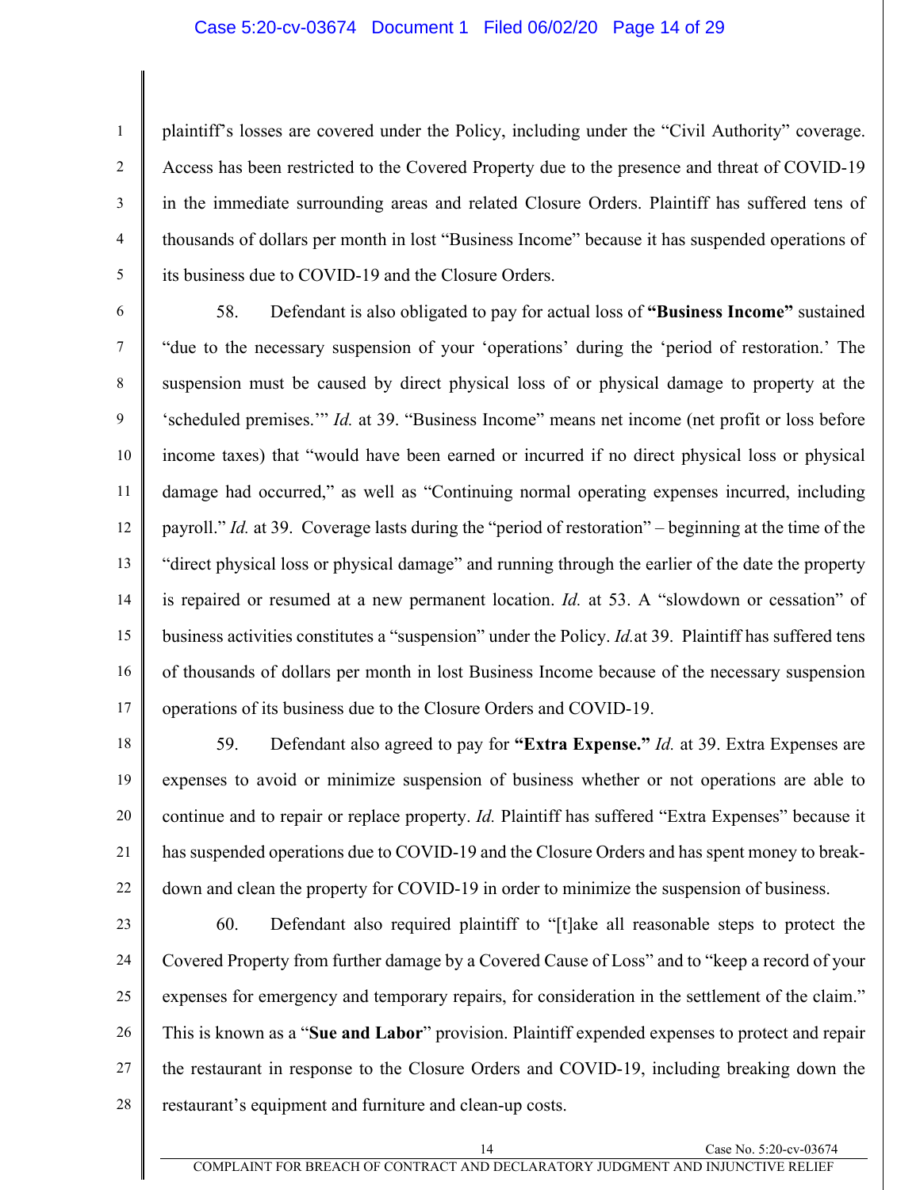plaintiff's losses are covered under the Policy, including under the "Civil Authority" coverage. Access has been restricted to the Covered Property due to the presence and threat of COVID-19 in the immediate surrounding areas and related Closure Orders. Plaintiff has suffered tens of thousands of dollars per month in lost "Business Income" because it has suspended operations of its business due to COVID-19 and the Closure Orders.

58. Defendant is also obligated to pay for actual loss of **"Business Income"** sustained "due to the necessary suspension of your 'operations' during the 'period of restoration.' The suspension must be caused by direct physical loss of or physical damage to property at the 'scheduled premises.'" *Id.* at 39. "Business Income" means net income (net profit or loss before income taxes) that "would have been earned or incurred if no direct physical loss or physical damage had occurred," as well as "Continuing normal operating expenses incurred, including payroll." *Id.* at 39. Coverage lasts during the "period of restoration" – beginning at the time of the "direct physical loss or physical damage" and running through the earlier of the date the property is repaired or resumed at a new permanent location. *Id.* at 53. A "slowdown or cessation" of business activities constitutes a "suspension" under the Policy. *Id.*at 39. Plaintiff has suffered tens of thousands of dollars per month in lost Business Income because of the necessary suspension operations of its business due to the Closure Orders and COVID-19.

59. Defendant also agreed to pay for **"Extra Expense."** *Id.* at 39. Extra Expenses are expenses to avoid or minimize suspension of business whether or not operations are able to continue and to repair or replace property. *Id.* Plaintiff has suffered "Extra Expenses" because it has suspended operations due to COVID-19 and the Closure Orders and has spent money to break-down and clean the property for COVID-19 in order to minimize the suspension of business.

60. Defendant also required plaintiff to "[t]ake all reasonable steps to protect the Covered Property from further damage by a Covered Cause of Loss" and to "keep a record of your expenses for emergency and temporary repairs, for consideration in the settlement of the claim." This is known as a "**Sue and Labor**" provision. Plaintiff expended expenses to protect and repair the restaurant in response to the Closure Orders and COVID-19, including breaking down the restaurant's equipment and furniture and clean-up costs.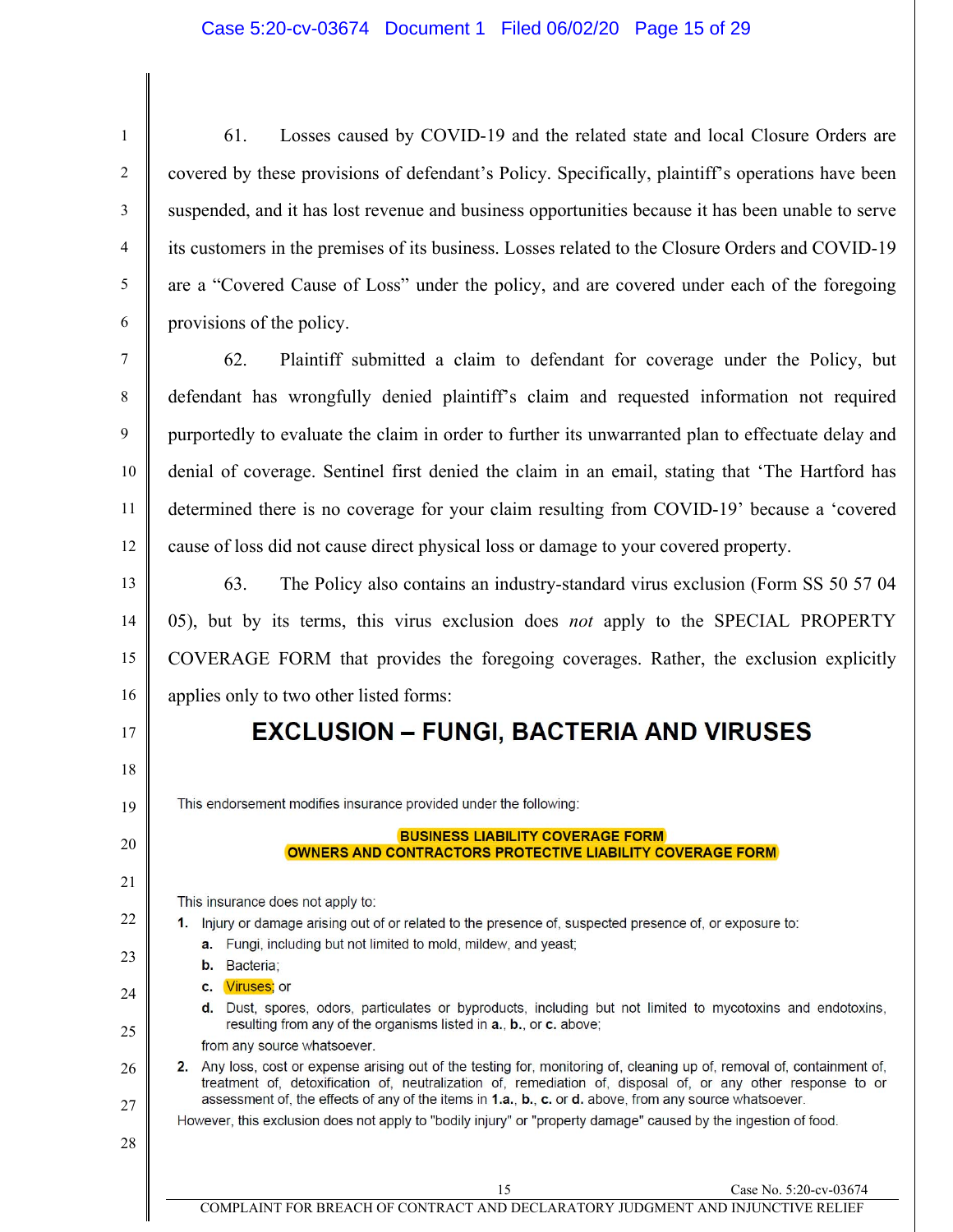61. Losses caused by COVID-19 and the related state and local Closure Orders are covered by these provisions of defendant's Policy. Specifically, plaintiff's operations have been suspended, and it has lost revenue and business opportunities because it has been unable to serve its customers in the premises of its business. Losses related to the Closure Orders and COVID-19 are a "Covered Cause of Loss" under the policy, and are covered under each of the foregoing provisions of the policy.

62. Plaintiff submitted a claim to defendant for coverage under the Policy, but defendant has wrongfully denied plaintiff's claim and requested information not required purportedly to evaluate the claim in order to further its unwarranted plan to effectuate delay and denial of coverage. Sentinel first denied the claim in an email, stating that 'The Hartford has determined there is no coverage for your claim resulting from COVID-19' because a 'covered cause of loss did not cause direct physical loss or damage to your covered property.

63. The Policy also contains an industry-standard virus exclusion (Form SS 50 57 04 05), but by its terms, this virus exclusion does *not* apply to the SPECIAL PROPERTY COVERAGE FORM that provides the foregoing coverages. Rather, the exclusion explicitly applies only to two other listed forms:

## EXCLUSION – FUNGI, BACTERIA AND VIRUSES

This endorsement modifies insurance provided under the following:

**BUSINESS LIABILITY COVERAGE FORM**
**OWNERS AND CONTRACTORS PROTECTIVE LIABILITY COVERAGE FORM**

This insurance does not apply to:

**1.** Injury or damage arising out of or related to the presence of, suspected presence of, or exposure to:

   **a.** Fungi, including but not limited to mold, mildew, and yeast;

   **b.** Bacteria;

   **c.** Viruses; or

   **d.** Dust, spores, odors, particulates or byproducts, including but not limited to mycotoxins and endotoxins, resulting from any of the organisms listed in **a.**, **b.**, or **c.** above;

   from any source whatsoever.

**2.** Any loss, cost or expense arising out of the testing for, monitoring of, cleaning up of, removal of, containment of, treatment of, detoxification of, neutralization of, remediation of, disposal of, or any other response to or assessment of, the effects of any of the items in **1.a.**, **b.**, **c.** or **d.** above, from any source whatsoever.

However, this exclusion does not apply to "bodily injury" or "property damage" caused by the ingestion of food.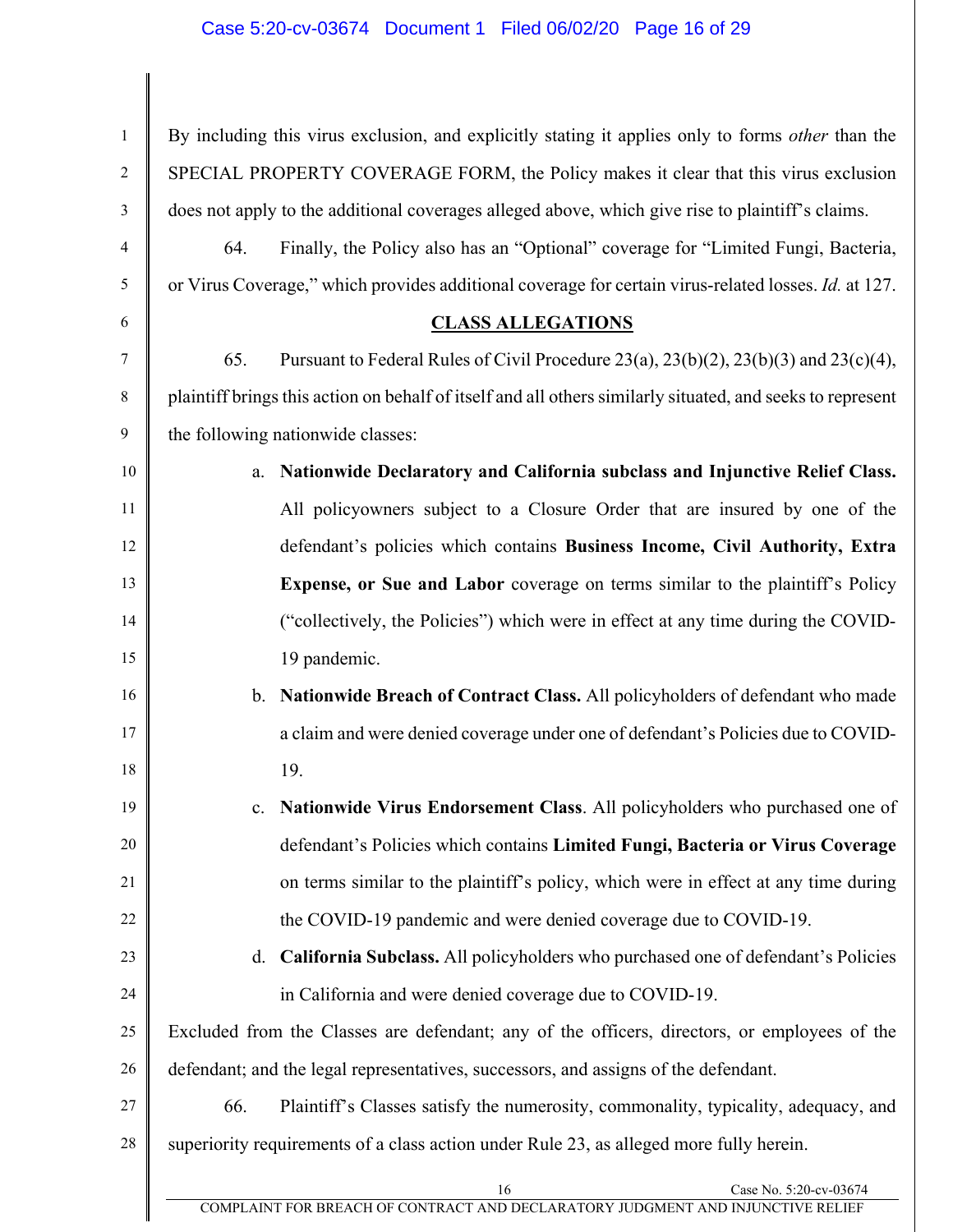By including this virus exclusion, and explicitly stating it applies only to forms *other* than the SPECIAL PROPERTY COVERAGE FORM, the Policy makes it clear that this virus exclusion does not apply to the additional coverages alleged above, which give rise to plaintiff's claims.

64. Finally, the Policy also has an "Optional" coverage for "Limited Fungi, Bacteria, or Virus Coverage," which provides additional coverage for certain virus-related losses. *Id.* at 127.

## CLASS ALLEGATIONS

65. Pursuant to Federal Rules of Civil Procedure 23(a), 23(b)(2), 23(b)(3) and 23(c)(4), plaintiff brings this action on behalf of itself and all others similarly situated, and seeks to represent the following nationwide classes:

a. **Nationwide Declaratory and California subclass and Injunctive Relief Class.** All policyowners subject to a Closure Order that are insured by one of the defendant's policies which contains **Business Income, Civil Authority, Extra Expense, or Sue and Labor** coverage on terms similar to the plaintiff's Policy ("collectively, the Policies") which were in effect at any time during the COVID-19 pandemic.

b. **Nationwide Breach of Contract Class.** All policyholders of defendant who made a claim and were denied coverage under one of defendant's Policies due to COVID-19.

c. **Nationwide Virus Endorsement Class**. All policyholders who purchased one of defendant's Policies which contains **Limited Fungi, Bacteria or Virus Coverage** on terms similar to the plaintiff's policy, which were in effect at any time during the COVID-19 pandemic and were denied coverage due to COVID-19.

d. **California Subclass.** All policyholders who purchased one of defendant's Policies in California and were denied coverage due to COVID-19.

Excluded from the Classes are defendant; any of the officers, directors, or employees of the defendant; and the legal representatives, successors, and assigns of the defendant.

66. Plaintiff's Classes satisfy the numerosity, commonality, typicality, adequacy, and superiority requirements of a class action under Rule 23, as alleged more fully herein.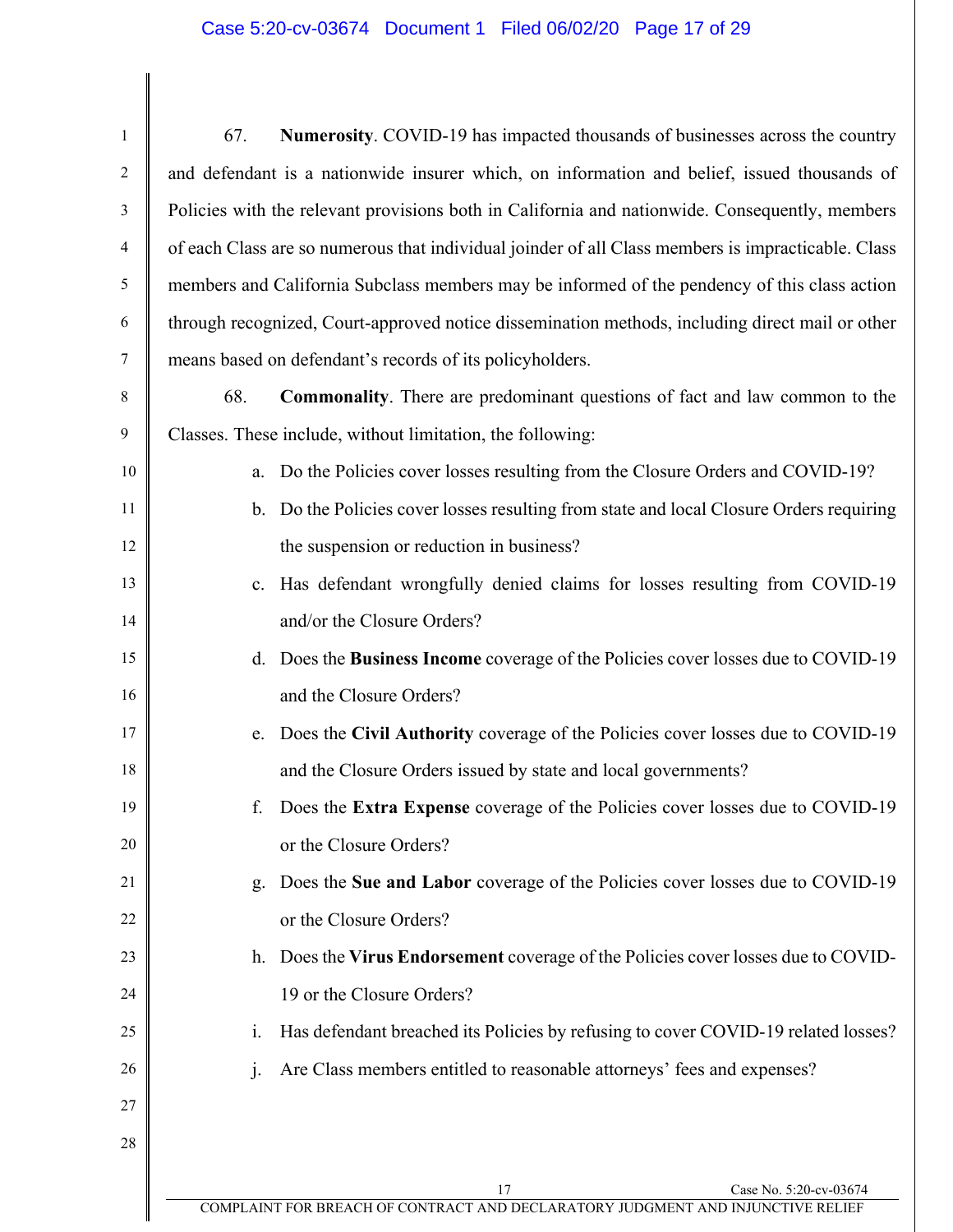67. **Numerosity**. COVID-19 has impacted thousands of businesses across the country and defendant is a nationwide insurer which, on information and belief, issued thousands of Policies with the relevant provisions both in California and nationwide. Consequently, members of each Class are so numerous that individual joinder of all Class members is impracticable. Class members and California Subclass members may be informed of the pendency of this class action through recognized, Court-approved notice dissemination methods, including direct mail or other means based on defendant's records of its policyholders.

68. **Commonality**. There are predominant questions of fact and law common to the Classes. These include, without limitation, the following:

a. Do the Policies cover losses resulting from the Closure Orders and COVID-19?

b. Do the Policies cover losses resulting from state and local Closure Orders requiring the suspension or reduction in business?

c. Has defendant wrongfully denied claims for losses resulting from COVID-19 and/or the Closure Orders?

d. Does the **Business Income** coverage of the Policies cover losses due to COVID-19 and the Closure Orders?

e. Does the **Civil Authority** coverage of the Policies cover losses due to COVID-19 and the Closure Orders issued by state and local governments?

f. Does the **Extra Expense** coverage of the Policies cover losses due to COVID-19 or the Closure Orders?

g. Does the **Sue and Labor** coverage of the Policies cover losses due to COVID-19 or the Closure Orders?

h. Does the **Virus Endorsement** coverage of the Policies cover losses due to COVID-19 or the Closure Orders?

i. Has defendant breached its Policies by refusing to cover COVID-19 related losses?

j. Are Class members entitled to reasonable attorneys' fees and expenses?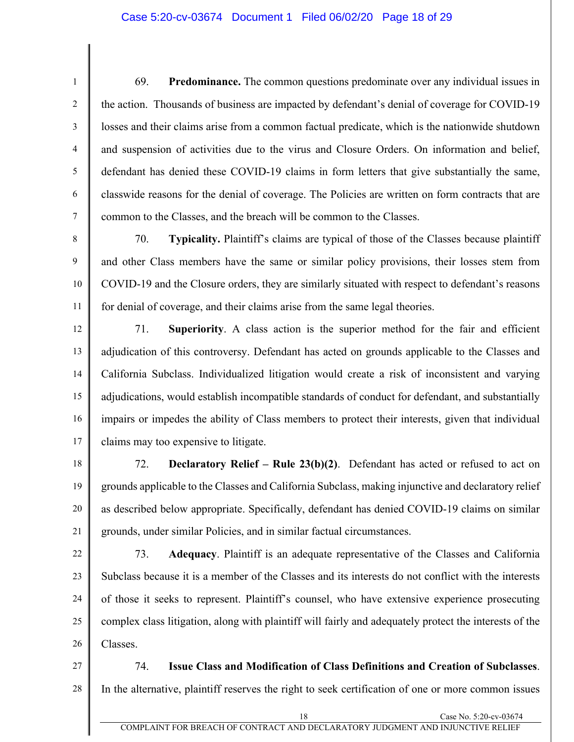69. **Predominance.** The common questions predominate over any individual issues in the action. Thousands of business are impacted by defendant's denial of coverage for COVID-19 losses and their claims arise from a common factual predicate, which is the nationwide shutdown and suspension of activities due to the virus and Closure Orders. On information and belief, defendant has denied these COVID-19 claims in form letters that give substantially the same, classwide reasons for the denial of coverage. The Policies are written on form contracts that are common to the Classes, and the breach will be common to the Classes.

70. **Typicality.** Plaintiff's claims are typical of those of the Classes because plaintiff and other Class members have the same or similar policy provisions, their losses stem from COVID-19 and the Closure orders, they are similarly situated with respect to defendant's reasons for denial of coverage, and their claims arise from the same legal theories.

71. **Superiority**. A class action is the superior method for the fair and efficient adjudication of this controversy. Defendant has acted on grounds applicable to the Classes and California Subclass. Individualized litigation would create a risk of inconsistent and varying adjudications, would establish incompatible standards of conduct for defendant, and substantially impairs or impedes the ability of Class members to protect their interests, given that individual claims may too expensive to litigate.

72. **Declaratory Relief – Rule 23(b)(2)**. Defendant has acted or refused to act on grounds applicable to the Classes and California Subclass, making injunctive and declaratory relief as described below appropriate. Specifically, defendant has denied COVID-19 claims on similar grounds, under similar Policies, and in similar factual circumstances.

73. **Adequacy**. Plaintiff is an adequate representative of the Classes and California Subclass because it is a member of the Classes and its interests do not conflict with the interests of those it seeks to represent. Plaintiff's counsel, who have extensive experience prosecuting complex class litigation, along with plaintiff will fairly and adequately protect the interests of the Classes.

74. **Issue Class and Modification of Class Definitions and Creation of Subclasses**. In the alternative, plaintiff reserves the right to seek certification of one or more common issues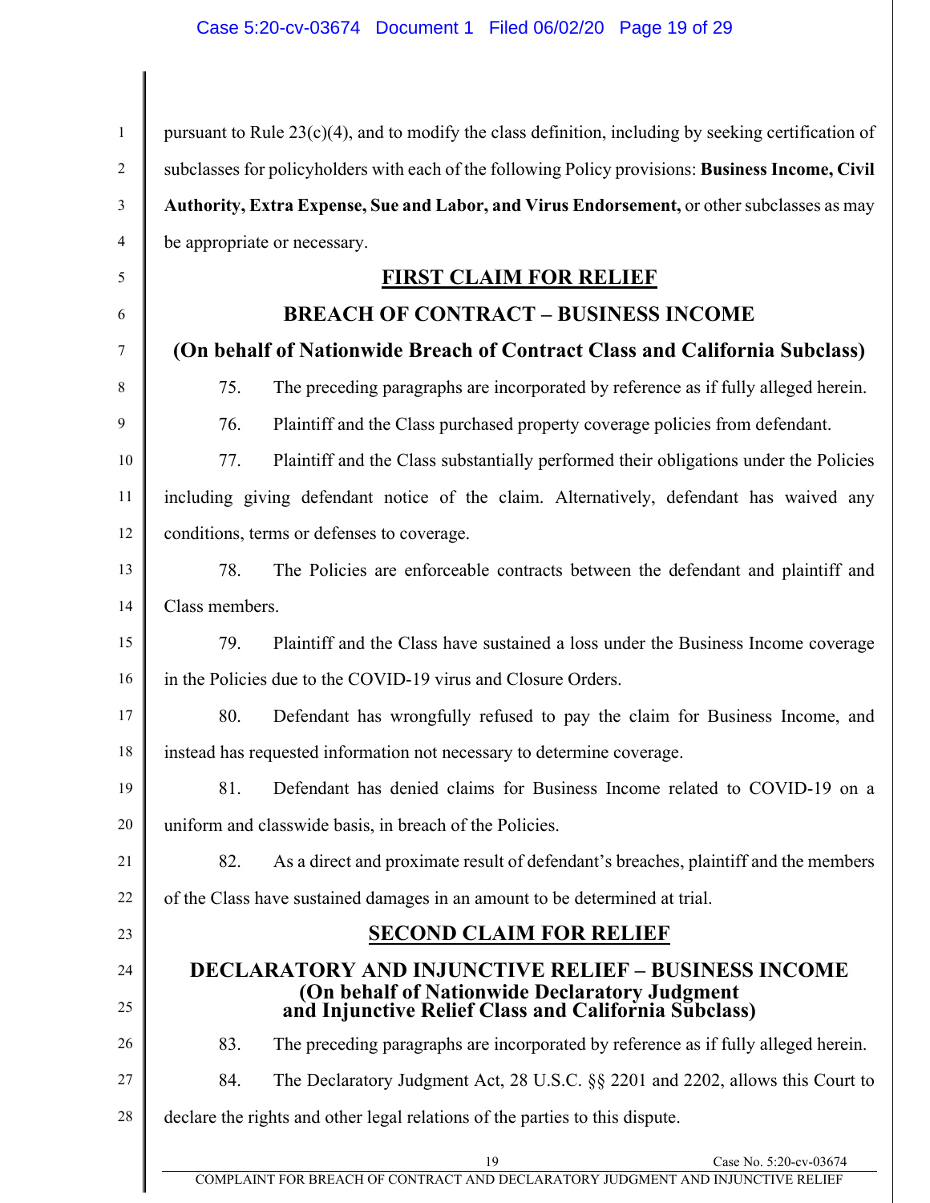pursuant to Rule 23(c)(4), and to modify the class definition, including by seeking certification of subclasses for policyholders with each of the following Policy provisions: **Business Income, Civil Authority, Extra Expense, Sue and Labor, and Virus Endorsement,** or other subclasses as may be appropriate or necessary.

## FIRST CLAIM FOR RELIEF

### BREACH OF CONTRACT – BUSINESS INCOME

### (On behalf of Nationwide Breach of Contract Class and California Subclass)

75. The preceding paragraphs are incorporated by reference as if fully alleged herein.

76. Plaintiff and the Class purchased property coverage policies from defendant.

77. Plaintiff and the Class substantially performed their obligations under the Policies including giving defendant notice of the claim. Alternatively, defendant has waived any conditions, terms or defenses to coverage.

78. The Policies are enforceable contracts between the defendant and plaintiff and Class members.

79. Plaintiff and the Class have sustained a loss under the Business Income coverage in the Policies due to the COVID-19 virus and Closure Orders.

80. Defendant has wrongfully refused to pay the claim for Business Income, and instead has requested information not necessary to determine coverage.

81. Defendant has denied claims for Business Income related to COVID-19 on a uniform and classwide basis, in breach of the Policies.

82. As a direct and proximate result of defendant's breaches, plaintiff and the members of the Class have sustained damages in an amount to be determined at trial.

## SECOND CLAIM FOR RELIEF

### DECLARATORY AND INJUNCTIVE RELIEF – BUSINESS INCOME (On behalf of Nationwide Declaratory Judgment and Injunctive Relief Class and California Subclass)

83. The preceding paragraphs are incorporated by reference as if fully alleged herein.

84. The Declaratory Judgment Act, 28 U.S.C. §§ 2201 and 2202, allows this Court to declare the rights and other legal relations of the parties to this dispute.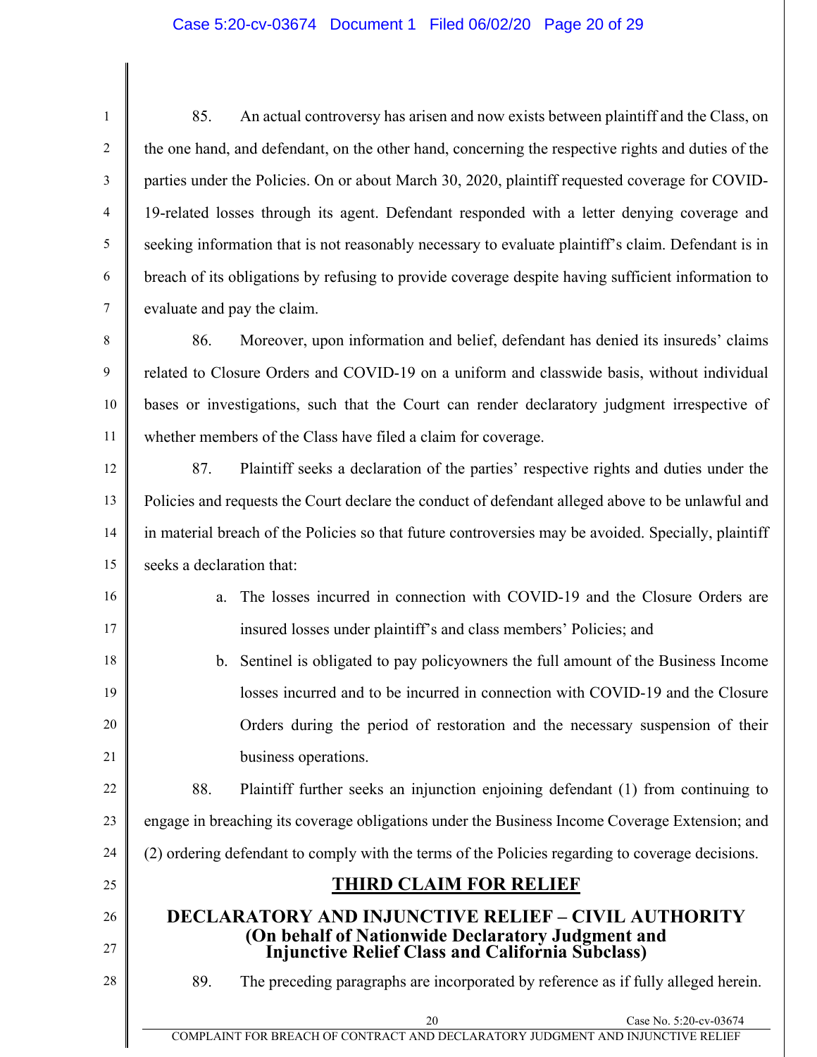85. An actual controversy has arisen and now exists between plaintiff and the Class, on the one hand, and defendant, on the other hand, concerning the respective rights and duties of the parties under the Policies. On or about March 30, 2020, plaintiff requested coverage for COVID-19-related losses through its agent. Defendant responded with a letter denying coverage and seeking information that is not reasonably necessary to evaluate plaintiff's claim. Defendant is in breach of its obligations by refusing to provide coverage despite having sufficient information to evaluate and pay the claim.

86. Moreover, upon information and belief, defendant has denied its insureds' claims related to Closure Orders and COVID-19 on a uniform and classwide basis, without individual bases or investigations, such that the Court can render declaratory judgment irrespective of whether members of the Class have filed a claim for coverage.

87. Plaintiff seeks a declaration of the parties' respective rights and duties under the Policies and requests the Court declare the conduct of defendant alleged above to be unlawful and in material breach of the Policies so that future controversies may be avoided. Specially, plaintiff seeks a declaration that:

a. The losses incurred in connection with COVID-19 and the Closure Orders are insured losses under plaintiff's and class members' Policies; and

b. Sentinel is obligated to pay policyowners the full amount of the Business Income losses incurred and to be incurred in connection with COVID-19 and the Closure Orders during the period of restoration and the necessary suspension of their business operations.

88. Plaintiff further seeks an injunction enjoining defendant (1) from continuing to engage in breaching its coverage obligations under the Business Income Coverage Extension; and (2) ordering defendant to comply with the terms of the Policies regarding to coverage decisions.

## THIRD CLAIM FOR RELIEF

## DECLARATORY AND INJUNCTIVE RELIEF – CIVIL AUTHORITY
### (On behalf of Nationwide Declaratory Judgment and Injunctive Relief Class and California Subclass)

89. The preceding paragraphs are incorporated by reference as if fully alleged herein.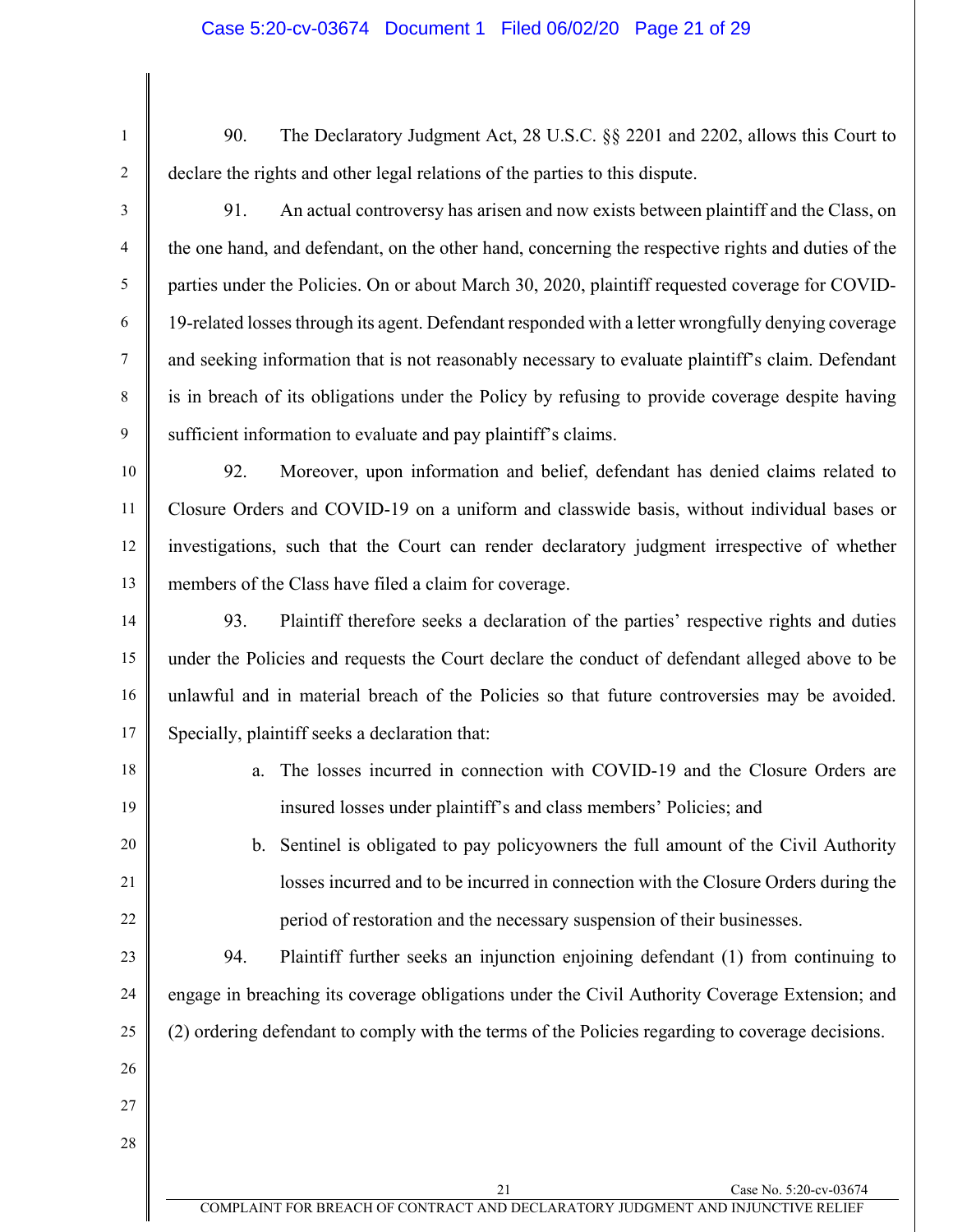90. The Declaratory Judgment Act, 28 U.S.C. §§ 2201 and 2202, allows this Court to declare the rights and other legal relations of the parties to this dispute.

91. An actual controversy has arisen and now exists between plaintiff and the Class, on the one hand, and defendant, on the other hand, concerning the respective rights and duties of the parties under the Policies. On or about March 30, 2020, plaintiff requested coverage for COVID-19-related losses through its agent. Defendant responded with a letter wrongfully denying coverage and seeking information that is not reasonably necessary to evaluate plaintiff's claim. Defendant is in breach of its obligations under the Policy by refusing to provide coverage despite having sufficient information to evaluate and pay plaintiff's claims.

92. Moreover, upon information and belief, defendant has denied claims related to Closure Orders and COVID-19 on a uniform and classwide basis, without individual bases or investigations, such that the Court can render declaratory judgment irrespective of whether members of the Class have filed a claim for coverage.

93. Plaintiff therefore seeks a declaration of the parties' respective rights and duties under the Policies and requests the Court declare the conduct of defendant alleged above to be unlawful and in material breach of the Policies so that future controversies may be avoided. Specially, plaintiff seeks a declaration that:

a. The losses incurred in connection with COVID-19 and the Closure Orders are insured losses under plaintiff's and class members' Policies; and

b. Sentinel is obligated to pay policyowners the full amount of the Civil Authority losses incurred and to be incurred in connection with the Closure Orders during the period of restoration and the necessary suspension of their businesses.

94. Plaintiff further seeks an injunction enjoining defendant (1) from continuing to engage in breaching its coverage obligations under the Civil Authority Coverage Extension; and (2) ordering defendant to comply with the terms of the Policies regarding to coverage decisions.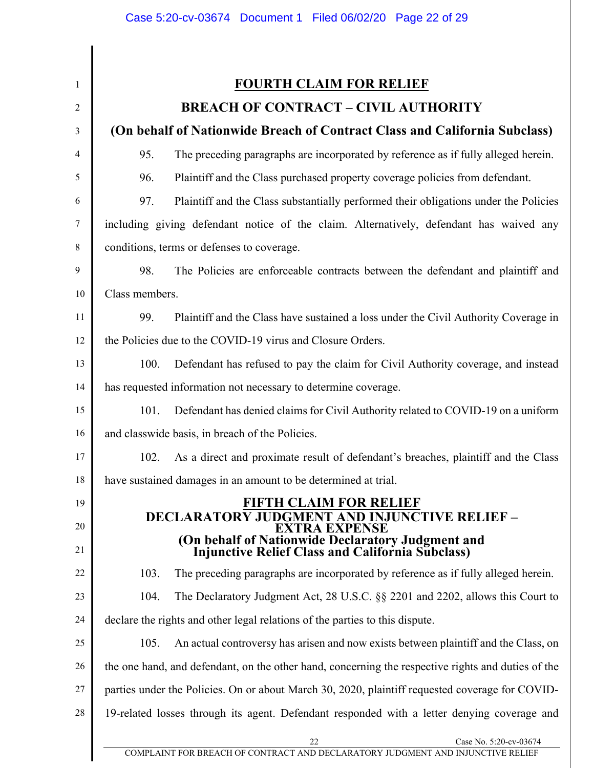## FOURTH CLAIM FOR RELIEF

## BREACH OF CONTRACT – CIVIL AUTHORITY

### (On behalf of Nationwide Breach of Contract Class and California Subclass)

95. The preceding paragraphs are incorporated by reference as if fully alleged herein.

96. Plaintiff and the Class purchased property coverage policies from defendant.

97. Plaintiff and the Class substantially performed their obligations under the Policies including giving defendant notice of the claim. Alternatively, defendant has waived any conditions, terms or defenses to coverage.

98. The Policies are enforceable contracts between the defendant and plaintiff and Class members.

99. Plaintiff and the Class have sustained a loss under the Civil Authority Coverage in the Policies due to the COVID-19 virus and Closure Orders.

100. Defendant has refused to pay the claim for Civil Authority coverage, and instead has requested information not necessary to determine coverage.

101. Defendant has denied claims for Civil Authority related to COVID-19 on a uniform and classwide basis, in breach of the Policies.

102. As a direct and proximate result of defendant's breaches, plaintiff and the Class have sustained damages in an amount to be determined at trial.

## FIFTH CLAIM FOR RELIEF

## DECLARATORY JUDGMENT AND INJUNCTIVE RELIEF – EXTRA EXPENSE

### (On behalf of Nationwide Declaratory Judgment and Injunctive Relief Class and California Subclass)

103. The preceding paragraphs are incorporated by reference as if fully alleged herein.

104. The Declaratory Judgment Act, 28 U.S.C. §§ 2201 and 2202, allows this Court to declare the rights and other legal relations of the parties to this dispute.

105. An actual controversy has arisen and now exists between plaintiff and the Class, on the one hand, and defendant, on the other hand, concerning the respective rights and duties of the parties under the Policies. On or about March 30, 2020, plaintiff requested coverage for COVID-19-related losses through its agent. Defendant responded with a letter denying coverage and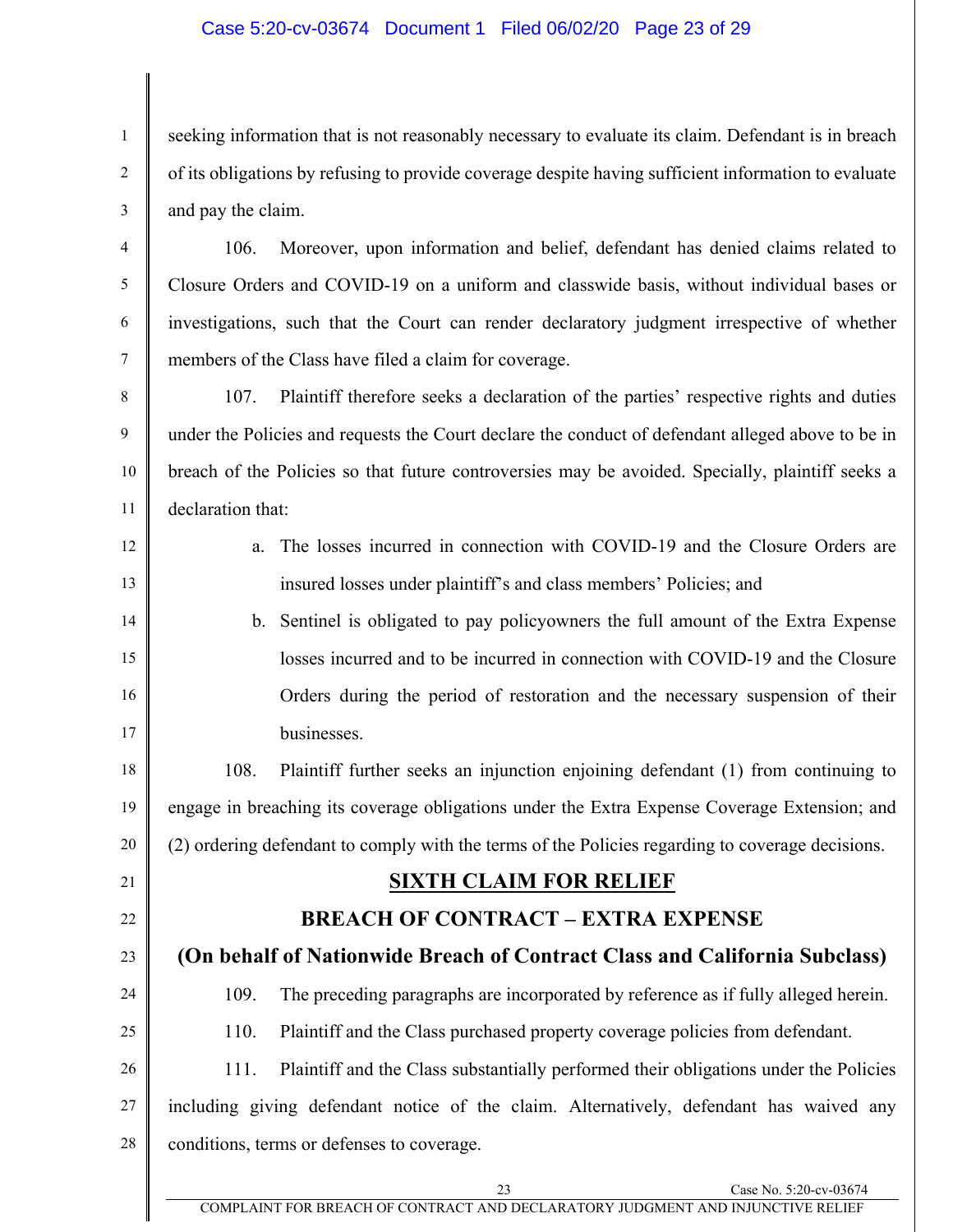seeking information that is not reasonably necessary to evaluate its claim. Defendant is in breach of its obligations by refusing to provide coverage despite having sufficient information to evaluate and pay the claim.

106. Moreover, upon information and belief, defendant has denied claims related to Closure Orders and COVID-19 on a uniform and classwide basis, without individual bases or investigations, such that the Court can render declaratory judgment irrespective of whether members of the Class have filed a claim for coverage.

107. Plaintiff therefore seeks a declaration of the parties' respective rights and duties under the Policies and requests the Court declare the conduct of defendant alleged above to be in breach of the Policies so that future controversies may be avoided. Specially, plaintiff seeks a declaration that:

a. The losses incurred in connection with COVID-19 and the Closure Orders are insured losses under plaintiff's and class members' Policies; and

b. Sentinel is obligated to pay policyowners the full amount of the Extra Expense losses incurred and to be incurred in connection with COVID-19 and the Closure Orders during the period of restoration and the necessary suspension of their businesses.

108. Plaintiff further seeks an injunction enjoining defendant (1) from continuing to engage in breaching its coverage obligations under the Extra Expense Coverage Extension; and (2) ordering defendant to comply with the terms of the Policies regarding to coverage decisions.

## SIXTH CLAIM FOR RELIEF

## BREACH OF CONTRACT – EXTRA EXPENSE

## (On behalf of Nationwide Breach of Contract Class and California Subclass)

109. The preceding paragraphs are incorporated by reference as if fully alleged herein.

110. Plaintiff and the Class purchased property coverage policies from defendant.

111. Plaintiff and the Class substantially performed their obligations under the Policies including giving defendant notice of the claim. Alternatively, defendant has waived any conditions, terms or defenses to coverage.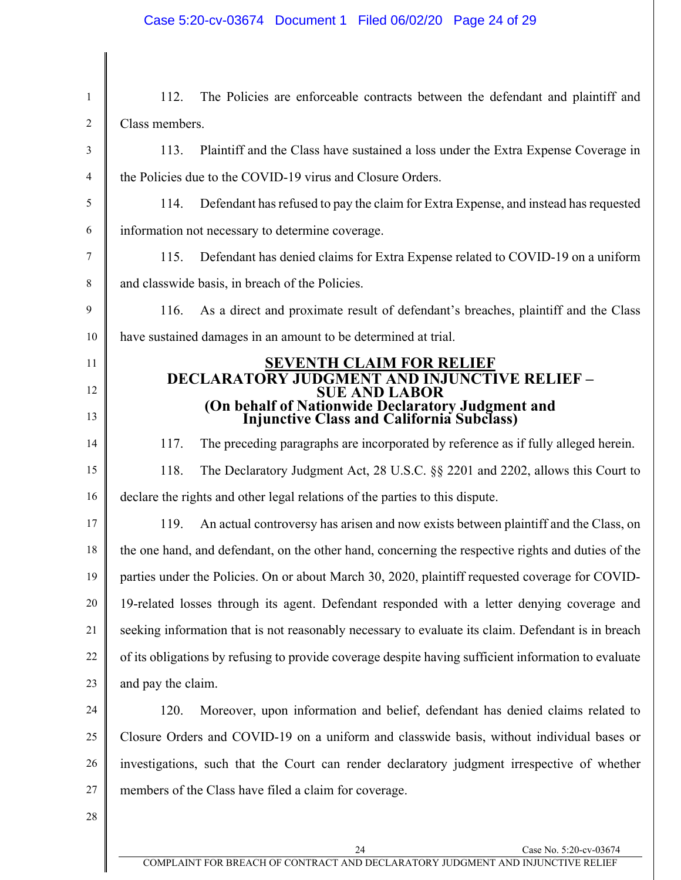112. The Policies are enforceable contracts between the defendant and plaintiff and Class members.

113. Plaintiff and the Class have sustained a loss under the Extra Expense Coverage in the Policies due to the COVID-19 virus and Closure Orders.

114. Defendant has refused to pay the claim for Extra Expense, and instead has requested information not necessary to determine coverage.

115. Defendant has denied claims for Extra Expense related to COVID-19 on a uniform and classwide basis, in breach of the Policies.

116. As a direct and proximate result of defendant's breaches, plaintiff and the Class have sustained damages in an amount to be determined at trial.

## SEVENTH CLAIM FOR RELIEF
## DECLARATORY JUDGMENT AND INJUNCTIVE RELIEF – SUE AND LABOR
### (On behalf of Nationwide Declaratory Judgment and Injunctive Class and California Subclass)

117. The preceding paragraphs are incorporated by reference as if fully alleged herein.

118. The Declaratory Judgment Act, 28 U.S.C. §§ 2201 and 2202, allows this Court to declare the rights and other legal relations of the parties to this dispute.

119. An actual controversy has arisen and now exists between plaintiff and the Class, on the one hand, and defendant, on the other hand, concerning the respective rights and duties of the parties under the Policies. On or about March 30, 2020, plaintiff requested coverage for COVID-19-related losses through its agent. Defendant responded with a letter denying coverage and seeking information that is not reasonably necessary to evaluate its claim. Defendant is in breach of its obligations by refusing to provide coverage despite having sufficient information to evaluate and pay the claim.

120. Moreover, upon information and belief, defendant has denied claims related to Closure Orders and COVID-19 on a uniform and classwide basis, without individual bases or investigations, such that the Court can render declaratory judgment irrespective of whether members of the Class have filed a claim for coverage.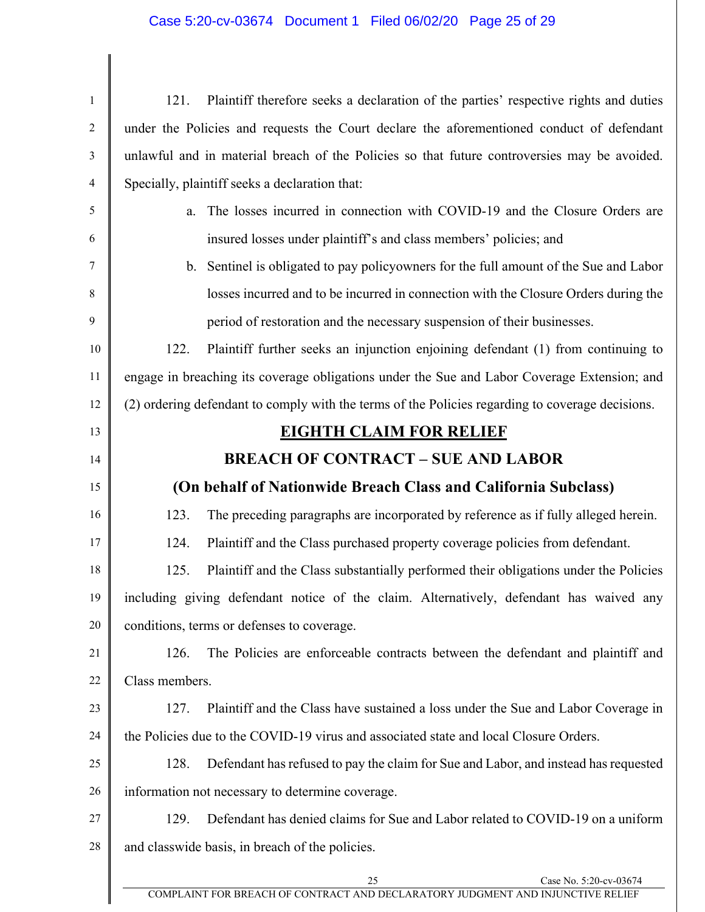121. Plaintiff therefore seeks a declaration of the parties' respective rights and duties under the Policies and requests the Court declare the aforementioned conduct of defendant unlawful and in material breach of the Policies so that future controversies may be avoided. Specially, plaintiff seeks a declaration that:

a. The losses incurred in connection with COVID-19 and the Closure Orders are insured losses under plaintiff's and class members' policies; and

b. Sentinel is obligated to pay policyowners for the full amount of the Sue and Labor losses incurred and to be incurred in connection with the Closure Orders during the period of restoration and the necessary suspension of their businesses.

122. Plaintiff further seeks an injunction enjoining defendant (1) from continuing to engage in breaching its coverage obligations under the Sue and Labor Coverage Extension; and (2) ordering defendant to comply with the terms of the Policies regarding to coverage decisions.

## EIGHTH CLAIM FOR RELIEF

## BREACH OF CONTRACT – SUE AND LABOR

## (On behalf of Nationwide Breach Class and California Subclass)

123. The preceding paragraphs are incorporated by reference as if fully alleged herein.

124. Plaintiff and the Class purchased property coverage policies from defendant.

125. Plaintiff and the Class substantially performed their obligations under the Policies including giving defendant notice of the claim. Alternatively, defendant has waived any conditions, terms or defenses to coverage.

126. The Policies are enforceable contracts between the defendant and plaintiff and Class members.

127. Plaintiff and the Class have sustained a loss under the Sue and Labor Coverage in the Policies due to the COVID-19 virus and associated state and local Closure Orders.

128. Defendant has refused to pay the claim for Sue and Labor, and instead has requested information not necessary to determine coverage.

129. Defendant has denied claims for Sue and Labor related to COVID-19 on a uniform and classwide basis, in breach of the policies.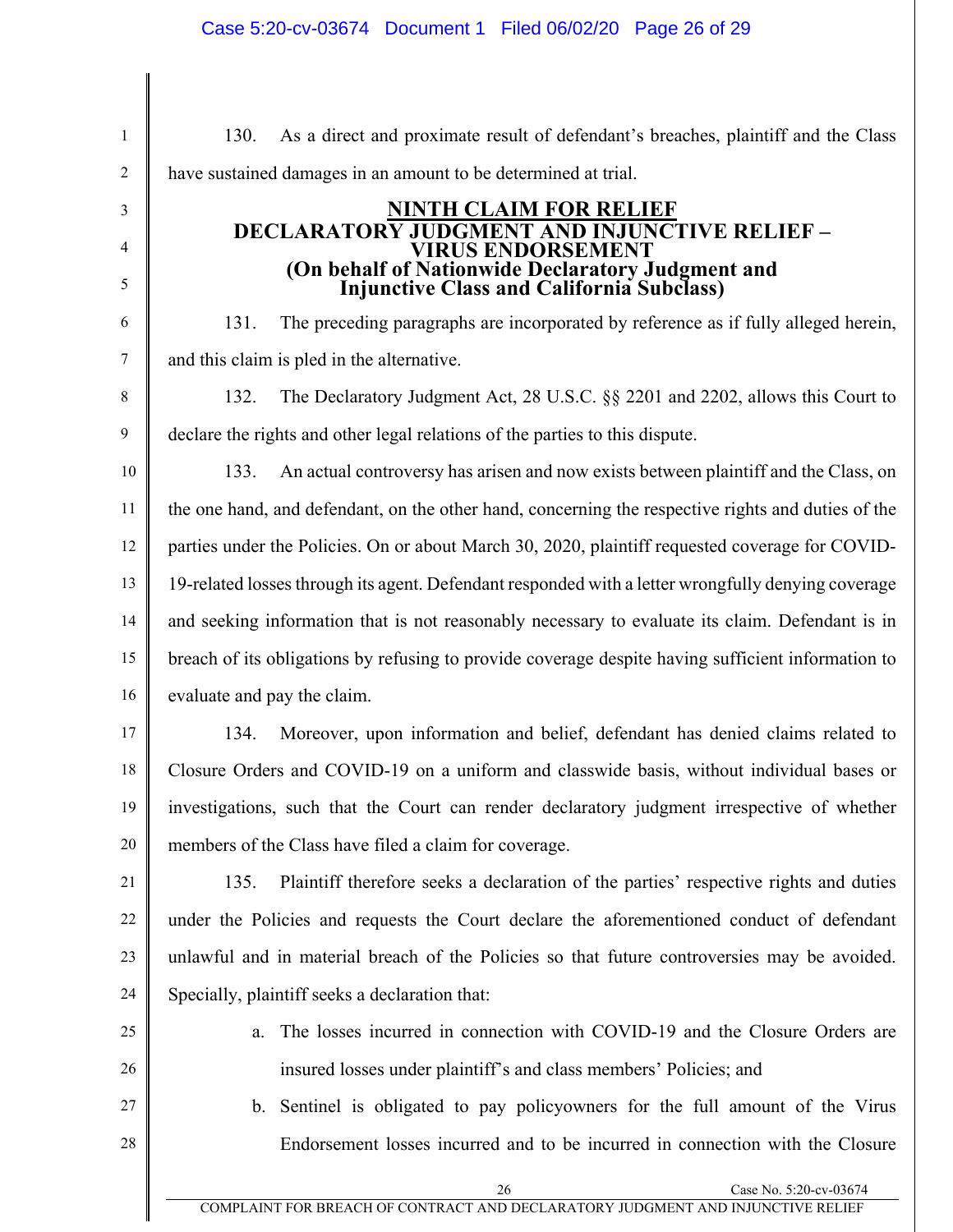130. As a direct and proximate result of defendant's breaches, plaintiff and the Class have sustained damages in an amount to be determined at trial.

## NINTH CLAIM FOR RELIEF
## DECLARATORY JUDGMENT AND INJUNCTIVE RELIEF – VIRUS ENDORSEMENT
### (On behalf of Nationwide Declaratory Judgment and Injunctive Class and California Subclass)

131. The preceding paragraphs are incorporated by reference as if fully alleged herein, and this claim is pled in the alternative.

132. The Declaratory Judgment Act, 28 U.S.C. §§ 2201 and 2202, allows this Court to declare the rights and other legal relations of the parties to this dispute.

133. An actual controversy has arisen and now exists between plaintiff and the Class, on the one hand, and defendant, on the other hand, concerning the respective rights and duties of the parties under the Policies. On or about March 30, 2020, plaintiff requested coverage for COVID-19-related losses through its agent. Defendant responded with a letter wrongfully denying coverage and seeking information that is not reasonably necessary to evaluate its claim. Defendant is in breach of its obligations by refusing to provide coverage despite having sufficient information to evaluate and pay the claim.

134. Moreover, upon information and belief, defendant has denied claims related to Closure Orders and COVID-19 on a uniform and classwide basis, without individual bases or investigations, such that the Court can render declaratory judgment irrespective of whether members of the Class have filed a claim for coverage.

135. Plaintiff therefore seeks a declaration of the parties' respective rights and duties under the Policies and requests the Court declare the aforementioned conduct of defendant unlawful and in material breach of the Policies so that future controversies may be avoided. Specially, plaintiff seeks a declaration that:

a. The losses incurred in connection with COVID-19 and the Closure Orders are insured losses under plaintiff's and class members' Policies; and

b. Sentinel is obligated to pay policyowners for the full amount of the Virus Endorsement losses incurred and to be incurred in connection with the Closure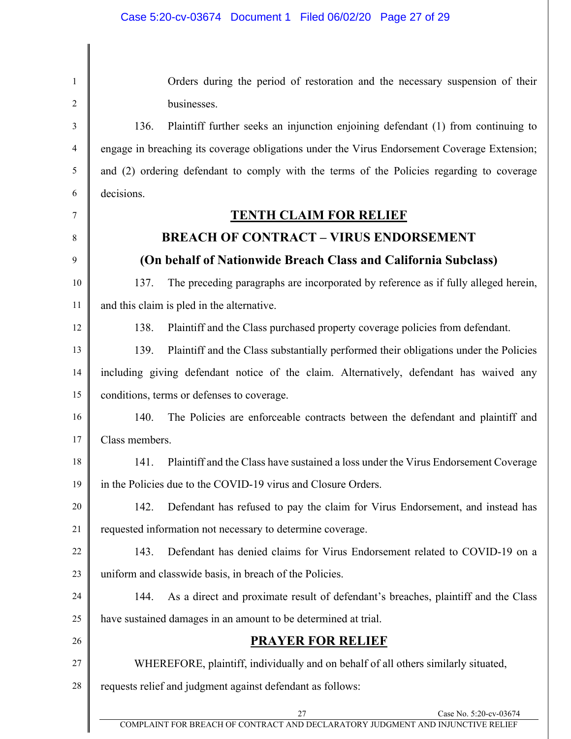Orders during the period of restoration and the necessary suspension of their businesses.

136. Plaintiff further seeks an injunction enjoining defendant (1) from continuing to engage in breaching its coverage obligations under the Virus Endorsement Coverage Extension; and (2) ordering defendant to comply with the terms of the Policies regarding to coverage decisions.

## TENTH CLAIM FOR RELIEF

### BREACH OF CONTRACT – VIRUS ENDORSEMENT

### (On behalf of Nationwide Breach Class and California Subclass)

137. The preceding paragraphs are incorporated by reference as if fully alleged herein, and this claim is pled in the alternative.

138. Plaintiff and the Class purchased property coverage policies from defendant.

139. Plaintiff and the Class substantially performed their obligations under the Policies including giving defendant notice of the claim. Alternatively, defendant has waived any conditions, terms or defenses to coverage.

140. The Policies are enforceable contracts between the defendant and plaintiff and Class members.

141. Plaintiff and the Class have sustained a loss under the Virus Endorsement Coverage in the Policies due to the COVID-19 virus and Closure Orders.

142. Defendant has refused to pay the claim for Virus Endorsement, and instead has requested information not necessary to determine coverage.

143. Defendant has denied claims for Virus Endorsement related to COVID-19 on a uniform and classwide basis, in breach of the Policies.

144. As a direct and proximate result of defendant's breaches, plaintiff and the Class have sustained damages in an amount to be determined at trial.

## PRAYER FOR RELIEF

WHEREFORE, plaintiff, individually and on behalf of all others similarly situated, requests relief and judgment against defendant as follows: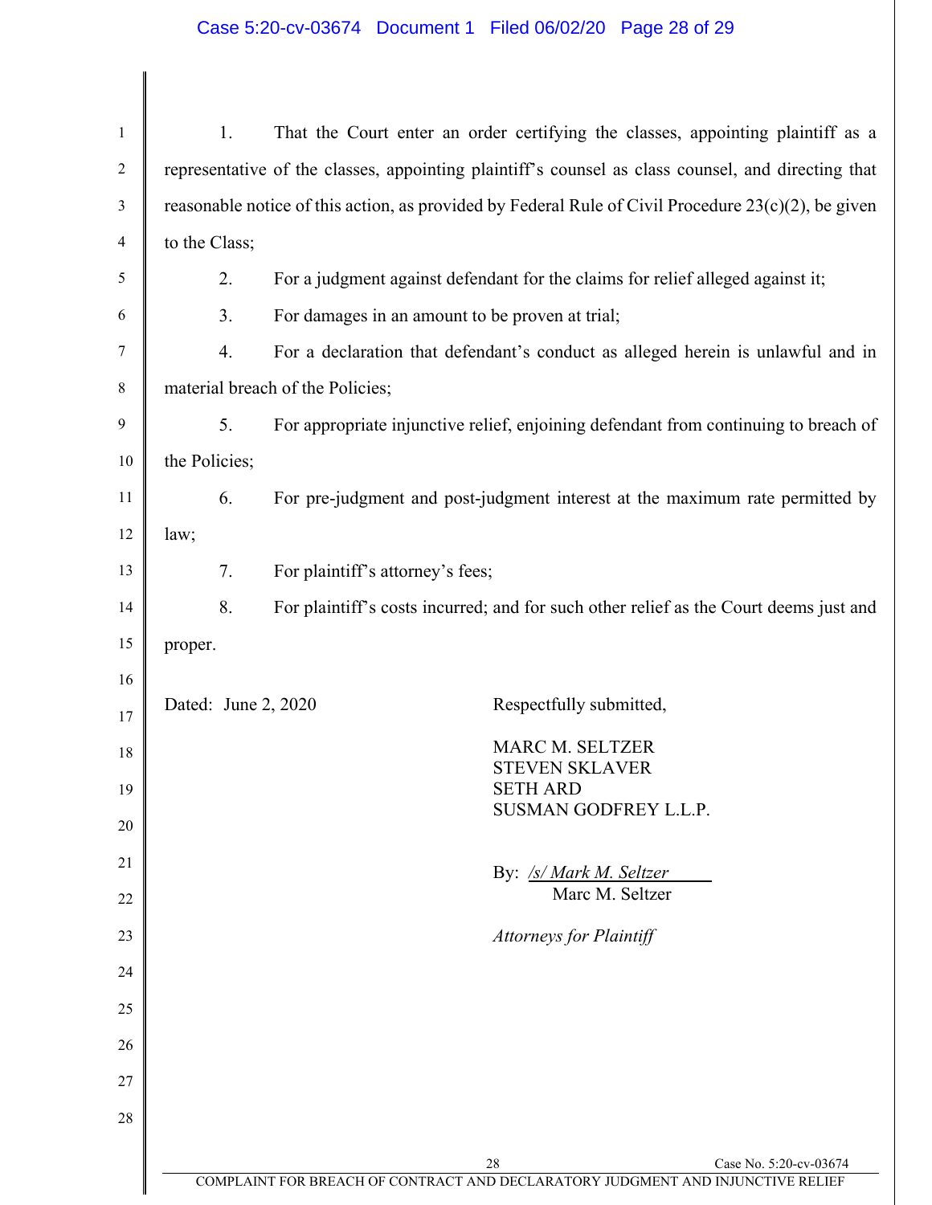1. That the Court enter an order certifying the classes, appointing plaintiff as a representative of the classes, appointing plaintiff's counsel as class counsel, and directing that reasonable notice of this action, as provided by Federal Rule of Civil Procedure 23(c)(2), be given to the Class;

2. For a judgment against defendant for the claims for relief alleged against it;

3. For damages in an amount to be proven at trial;

4. For a declaration that defendant's conduct as alleged herein is unlawful and in material breach of the Policies;

5. For appropriate injunctive relief, enjoining defendant from continuing to breach of the Policies;

6. For pre-judgment and post-judgment interest at the maximum rate permitted by law;

7. For plaintiff's attorney's fees;

8. For plaintiff's costs incurred; and for such other relief as the Court deems just and proper.

Dated: June 2, 2020

Respectfully submitted,

MARC M. SELTZER
STEVEN SKLAVER
SETH ARD
SUSMAN GODFREY L.L.P.

By: */s/ Mark M. Seltzer*
Marc M. Seltzer

*Attorneys for Plaintiff*

COMPLAINT FOR BREACH OF CONTRACT AND DECLARATORY JUDGMENT AND INJUNCTIVE RELIEF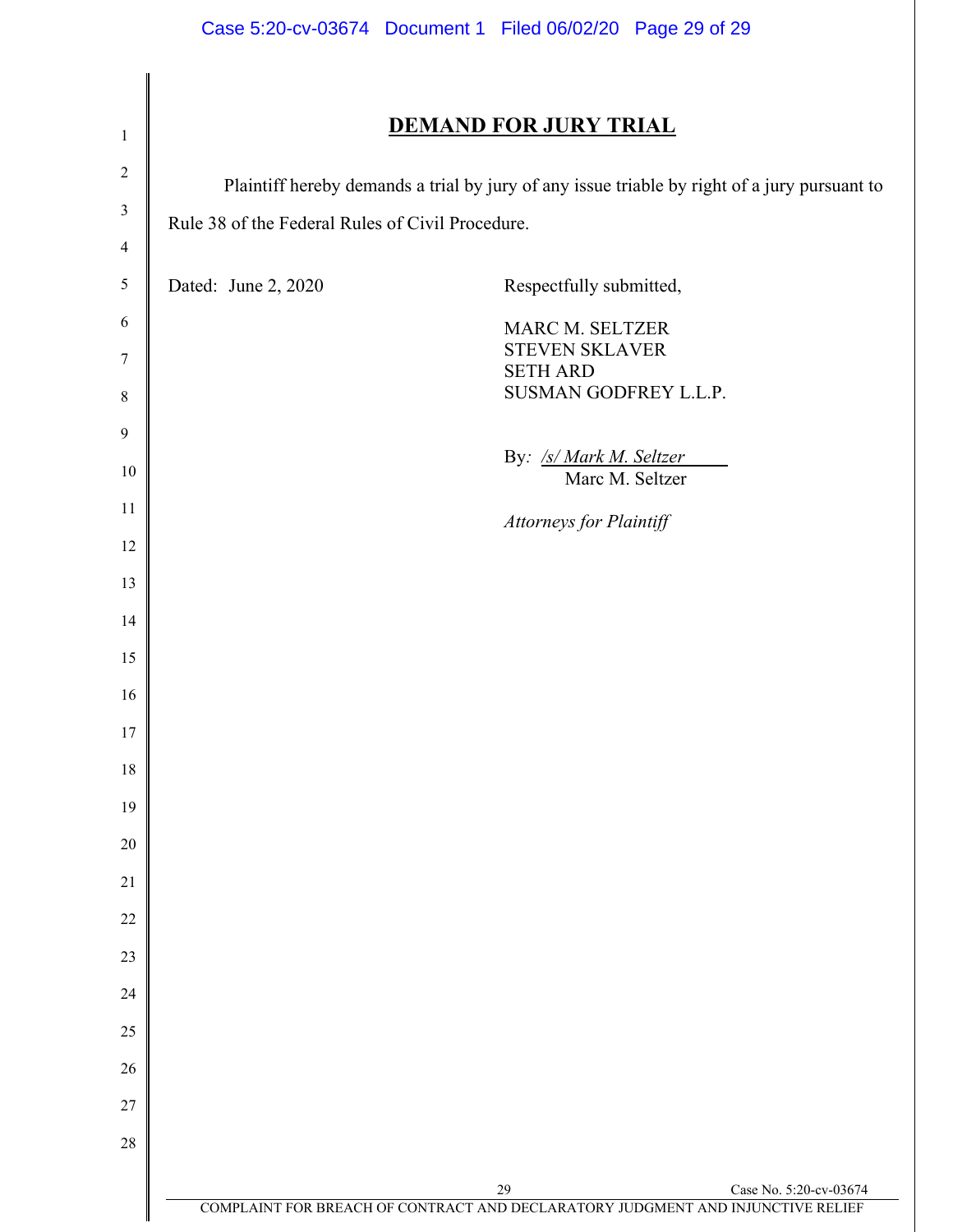## DEMAND FOR JURY TRIAL

Plaintiff hereby demands a trial by jury of any issue triable by right of a jury pursuant to Rule 38 of the Federal Rules of Civil Procedure.

Dated: June 2, 2020

Respectfully submitted,

MARC M. SELTZER
STEVEN SKLAVER
SETH ARD
SUSMAN GODFREY L.L.P.

By: */s/ Mark M. Seltzer*
Marc M. Seltzer

*Attorneys for Plaintiff*

COMPLAINT FOR BREACH OF CONTRACT AND DECLARATORY JUDGMENT AND INJUNCTIVE RELIEF